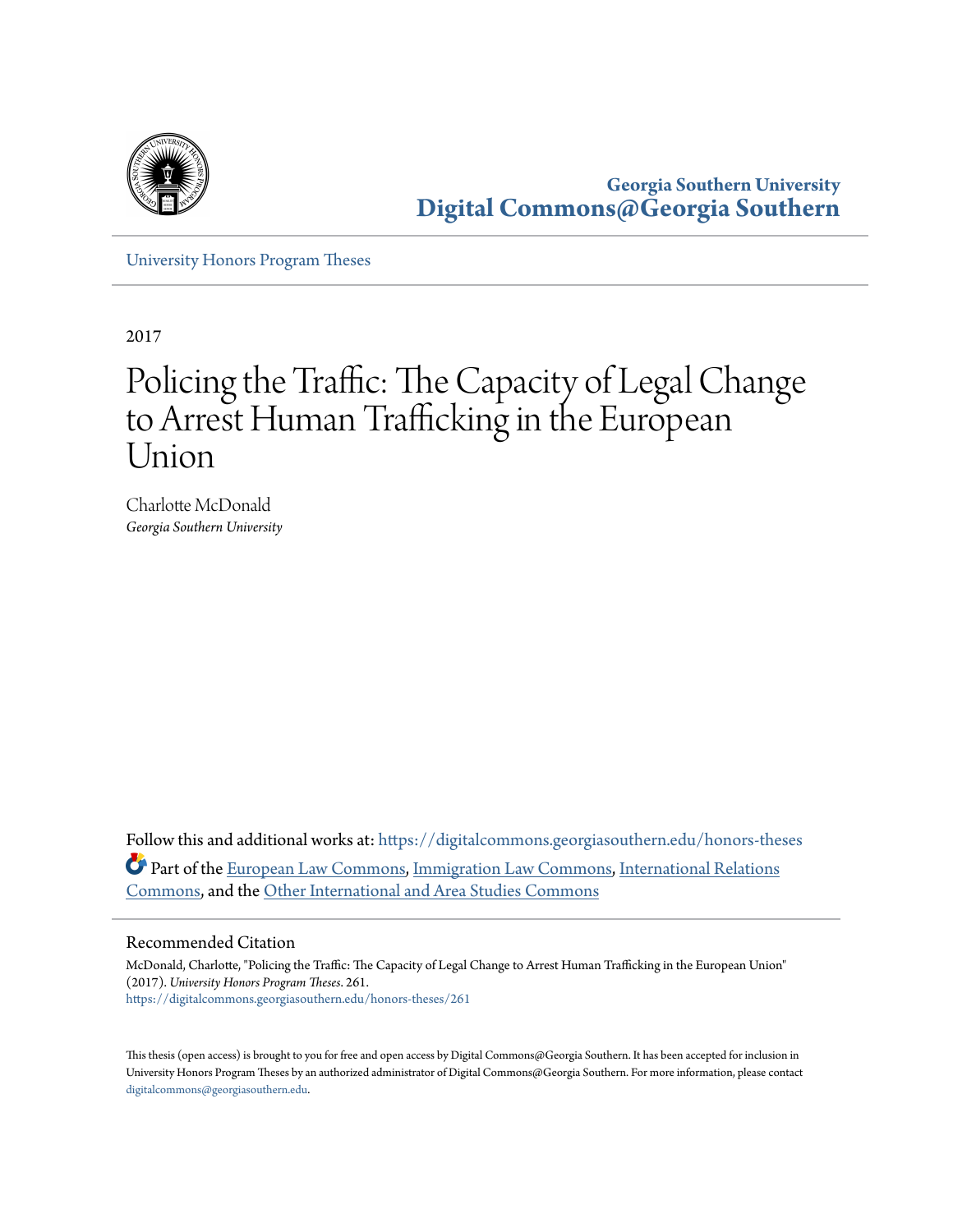Georgia Southern University
**Digital Commons@Georgia Southern**

University Honors Program Theses

2017

# Policing the Traffic: The Capacity of Legal Change to Arrest Human Trafficking in the European Union

Charlotte McDonald
*Georgia Southern University*

Follow this and additional works at: https://digitalcommons.georgiasouthern.edu/honors-theses

Part of the European Law Commons, Immigration Law Commons, International Relations Commons, and the Other International and Area Studies Commons

## Recommended Citation

McDonald, Charlotte, "Policing the Traffic: The Capacity of Legal Change to Arrest Human Trafficking in the European Union" (2017). *University Honors Program Theses*. 261.
https://digitalcommons.georgiasouthern.edu/honors-theses/261

This thesis (open access) is brought to you for free and open access by Digital Commons@Georgia Southern. It has been accepted for inclusion in University Honors Program Theses by an authorized administrator of Digital Commons@Georgia Southern. For more information, please contact digitalcommons@georgiasouthern.edu.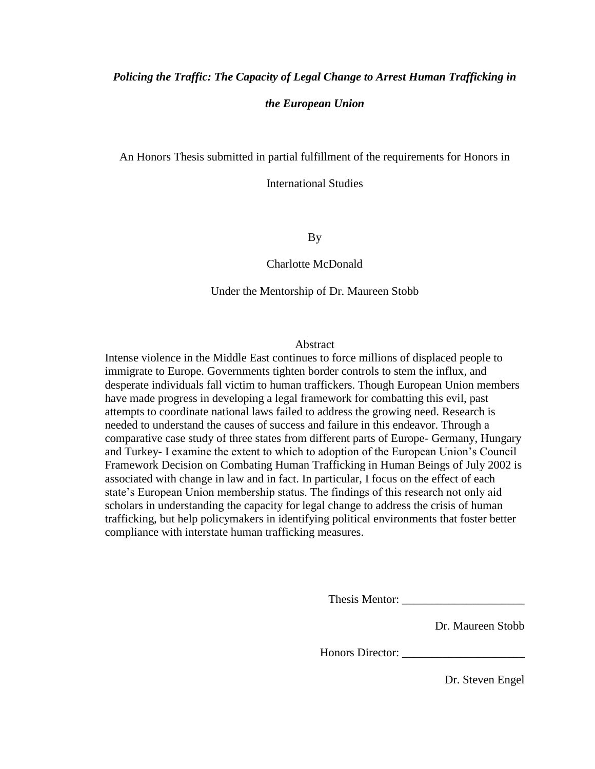***Policing the Traffic: The Capacity of Legal Change to Arrest Human Trafficking in the European Union***

An Honors Thesis submitted in partial fulfillment of the requirements for Honors in International Studies

By

Charlotte McDonald

Under the Mentorship of Dr. Maureen Stobb

## Abstract

Intense violence in the Middle East continues to force millions of displaced people to immigrate to Europe. Governments tighten border controls to stem the influx, and desperate individuals fall victim to human traffickers. Though European Union members have made progress in developing a legal framework for combatting this evil, past attempts to coordinate national laws failed to address the growing need. Research is needed to understand the causes of success and failure in this endeavor. Through a comparative case study of three states from different parts of Europe- Germany, Hungary and Turkey- I examine the extent to which to adoption of the European Union's Council Framework Decision on Combating Human Trafficking in Human Beings of July 2002 is associated with change in law and in fact. In particular, I focus on the effect of each state's European Union membership status. The findings of this research not only aid scholars in understanding the capacity for legal change to address the crisis of human trafficking, but help policymakers in identifying political environments that foster better compliance with interstate human trafficking measures.

Thesis Mentor: _____________________

Dr. Maureen Stobb

Honors Director: _____________________

Dr. Steven Engel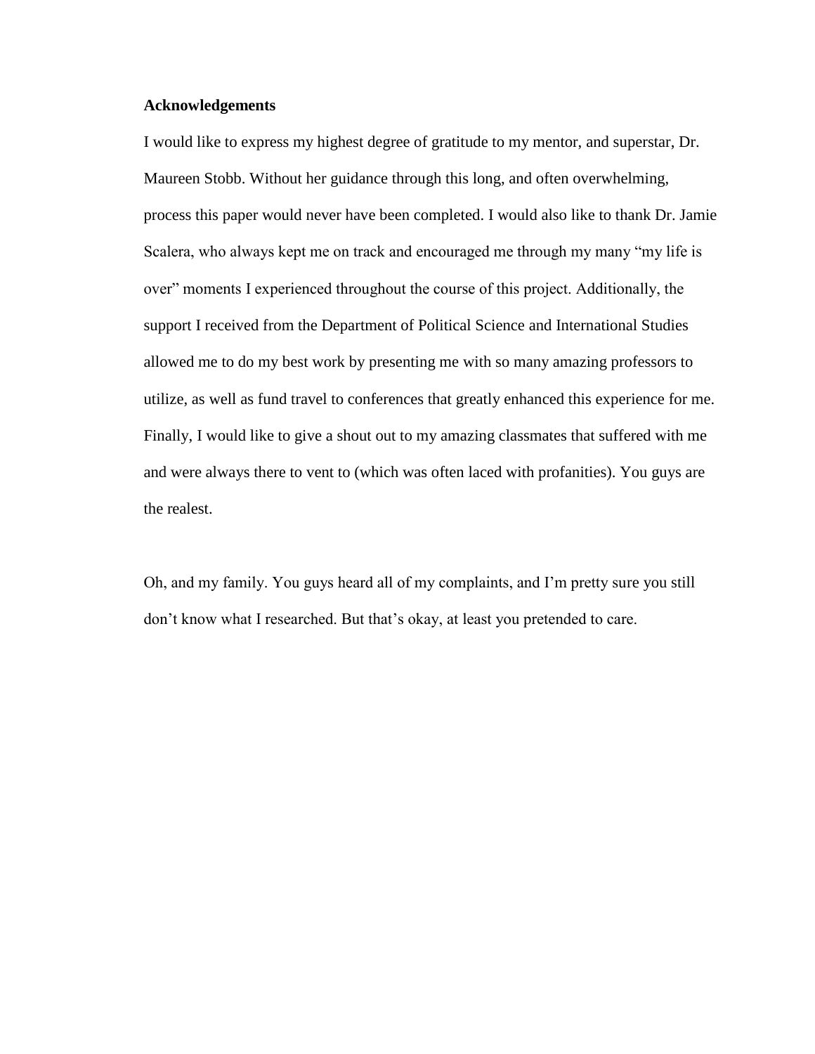## Acknowledgements

I would like to express my highest degree of gratitude to my mentor, and superstar, Dr. Maureen Stobb. Without her guidance through this long, and often overwhelming, process this paper would never have been completed. I would also like to thank Dr. Jamie Scalera, who always kept me on track and encouraged me through my many "my life is over" moments I experienced throughout the course of this project. Additionally, the support I received from the Department of Political Science and International Studies allowed me to do my best work by presenting me with so many amazing professors to utilize, as well as fund travel to conferences that greatly enhanced this experience for me. Finally, I would like to give a shout out to my amazing classmates that suffered with me and were always there to vent to (which was often laced with profanities). You guys are the realest.

Oh, and my family. You guys heard all of my complaints, and I'm pretty sure you still don't know what I researched. But that's okay, at least you pretended to care.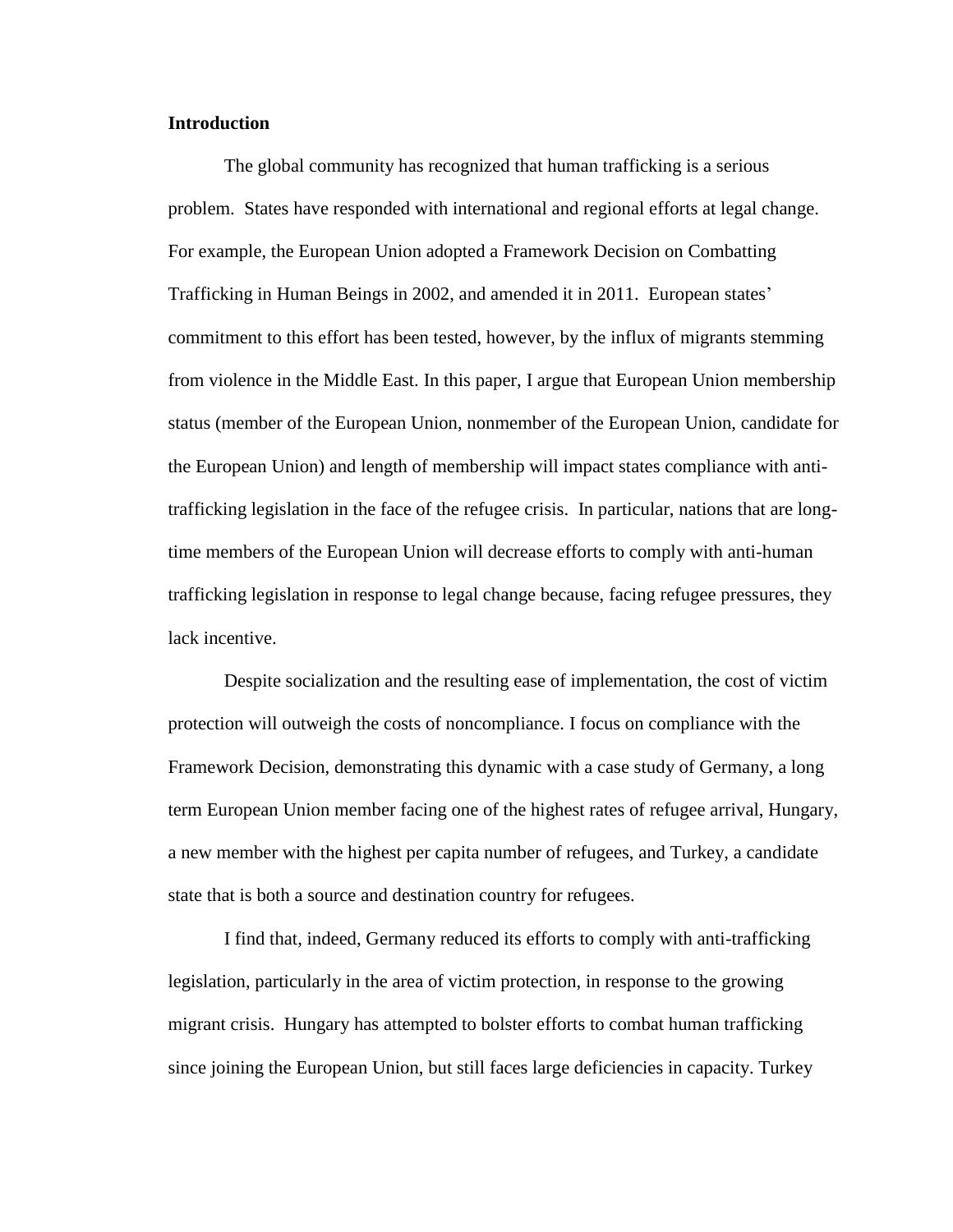**Introduction**

The global community has recognized that human trafficking is a serious problem. States have responded with international and regional efforts at legal change. For example, the European Union adopted a Framework Decision on Combatting Trafficking in Human Beings in 2002, and amended it in 2011. European states' commitment to this effort has been tested, however, by the influx of migrants stemming from violence in the Middle East. In this paper, I argue that European Union membership status (member of the European Union, nonmember of the European Union, candidate for the European Union) and length of membership will impact states compliance with anti-trafficking legislation in the face of the refugee crisis. In particular, nations that are long-time members of the European Union will decrease efforts to comply with anti-human trafficking legislation in response to legal change because, facing refugee pressures, they lack incentive.

Despite socialization and the resulting ease of implementation, the cost of victim protection will outweigh the costs of noncompliance. I focus on compliance with the Framework Decision, demonstrating this dynamic with a case study of Germany, a long term European Union member facing one of the highest rates of refugee arrival, Hungary, a new member with the highest per capita number of refugees, and Turkey, a candidate state that is both a source and destination country for refugees.

I find that, indeed, Germany reduced its efforts to comply with anti-trafficking legislation, particularly in the area of victim protection, in response to the growing migrant crisis. Hungary has attempted to bolster efforts to combat human trafficking since joining the European Union, but still faces large deficiencies in capacity. Turkey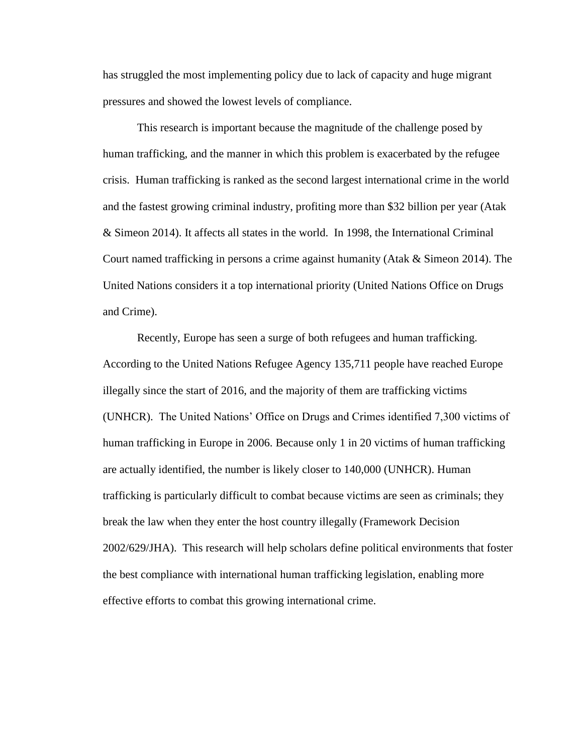has struggled the most implementing policy due to lack of capacity and huge migrant pressures and showed the lowest levels of compliance.

This research is important because the magnitude of the challenge posed by human trafficking, and the manner in which this problem is exacerbated by the refugee crisis. Human trafficking is ranked as the second largest international crime in the world and the fastest growing criminal industry, profiting more than $32 billion per year (Atak & Simeon 2014). It affects all states in the world. In 1998, the International Criminal Court named trafficking in persons a crime against humanity (Atak & Simeon 2014). The United Nations considers it a top international priority (United Nations Office on Drugs and Crime).

Recently, Europe has seen a surge of both refugees and human trafficking. According to the United Nations Refugee Agency 135,711 people have reached Europe illegally since the start of 2016, and the majority of them are trafficking victims (UNHCR). The United Nations' Office on Drugs and Crimes identified 7,300 victims of human trafficking in Europe in 2006. Because only 1 in 20 victims of human trafficking are actually identified, the number is likely closer to 140,000 (UNHCR). Human trafficking is particularly difficult to combat because victims are seen as criminals; they break the law when they enter the host country illegally (Framework Decision 2002/629/JHA). This research will help scholars define political environments that foster the best compliance with international human trafficking legislation, enabling more effective efforts to combat this growing international crime.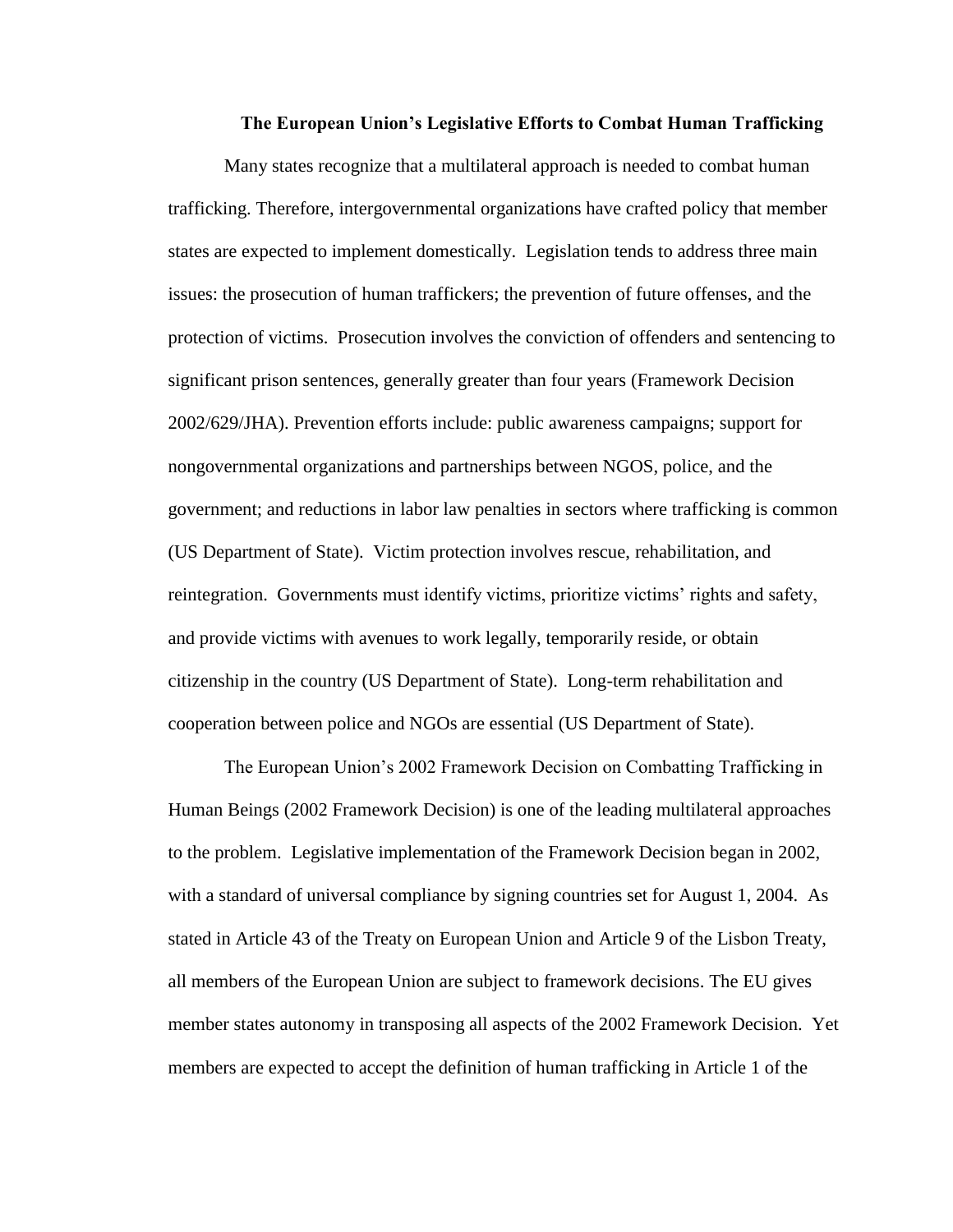**The European Union's Legislative Efforts to Combat Human Trafficking**

Many states recognize that a multilateral approach is needed to combat human trafficking. Therefore, intergovernmental organizations have crafted policy that member states are expected to implement domestically. Legislation tends to address three main issues: the prosecution of human traffickers; the prevention of future offenses, and the protection of victims. Prosecution involves the conviction of offenders and sentencing to significant prison sentences, generally greater than four years (Framework Decision 2002/629/JHA). Prevention efforts include: public awareness campaigns; support for nongovernmental organizations and partnerships between NGOS, police, and the government; and reductions in labor law penalties in sectors where trafficking is common (US Department of State). Victim protection involves rescue, rehabilitation, and reintegration. Governments must identify victims, prioritize victims' rights and safety, and provide victims with avenues to work legally, temporarily reside, or obtain citizenship in the country (US Department of State). Long-term rehabilitation and cooperation between police and NGOs are essential (US Department of State).

The European Union's 2002 Framework Decision on Combatting Trafficking in Human Beings (2002 Framework Decision) is one of the leading multilateral approaches to the problem. Legislative implementation of the Framework Decision began in 2002, with a standard of universal compliance by signing countries set for August 1, 2004. As stated in Article 43 of the Treaty on European Union and Article 9 of the Lisbon Treaty, all members of the European Union are subject to framework decisions. The EU gives member states autonomy in transposing all aspects of the 2002 Framework Decision. Yet members are expected to accept the definition of human trafficking in Article 1 of the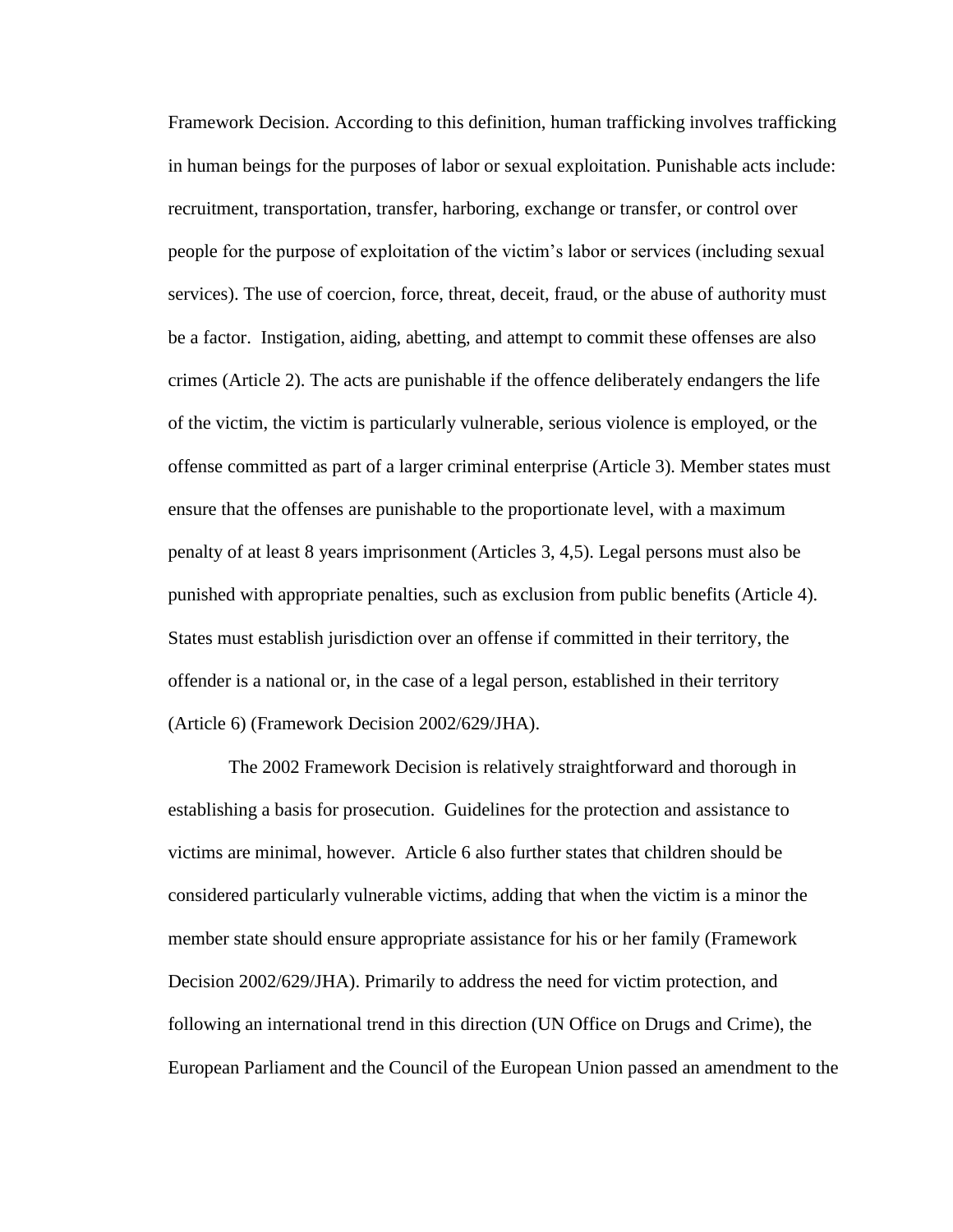Framework Decision. According to this definition, human trafficking involves trafficking in human beings for the purposes of labor or sexual exploitation. Punishable acts include: recruitment, transportation, transfer, harboring, exchange or transfer, or control over people for the purpose of exploitation of the victim's labor or services (including sexual services). The use of coercion, force, threat, deceit, fraud, or the abuse of authority must be a factor. Instigation, aiding, abetting, and attempt to commit these offenses are also crimes (Article 2). The acts are punishable if the offence deliberately endangers the life of the victim, the victim is particularly vulnerable, serious violence is employed, or the offense committed as part of a larger criminal enterprise (Article 3). Member states must ensure that the offenses are punishable to the proportionate level, with a maximum penalty of at least 8 years imprisonment (Articles 3, 4,5). Legal persons must also be punished with appropriate penalties, such as exclusion from public benefits (Article 4). States must establish jurisdiction over an offense if committed in their territory, the offender is a national or, in the case of a legal person, established in their territory (Article 6) (Framework Decision 2002/629/JHA).

The 2002 Framework Decision is relatively straightforward and thorough in establishing a basis for prosecution. Guidelines for the protection and assistance to victims are minimal, however. Article 6 also further states that children should be considered particularly vulnerable victims, adding that when the victim is a minor the member state should ensure appropriate assistance for his or her family (Framework Decision 2002/629/JHA). Primarily to address the need for victim protection, and following an international trend in this direction (UN Office on Drugs and Crime), the European Parliament and the Council of the European Union passed an amendment to the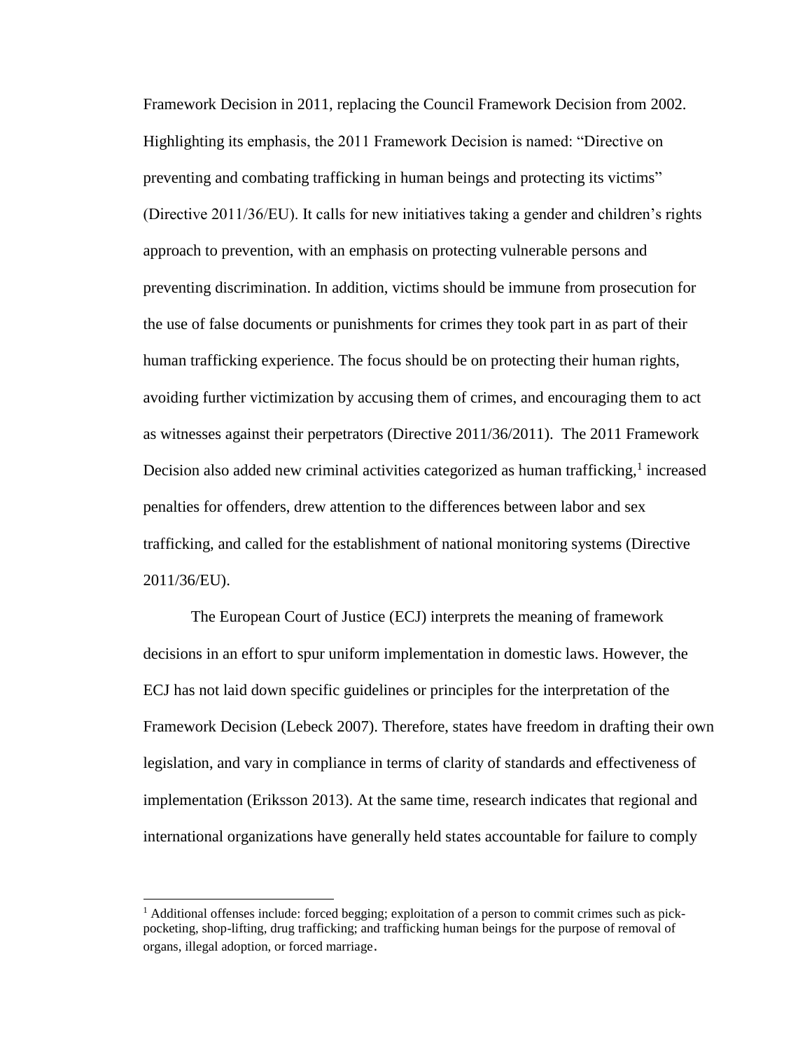Framework Decision in 2011, replacing the Council Framework Decision from 2002. Highlighting its emphasis, the 2011 Framework Decision is named: "Directive on preventing and combating trafficking in human beings and protecting its victims" (Directive 2011/36/EU). It calls for new initiatives taking a gender and children's rights approach to prevention, with an emphasis on protecting vulnerable persons and preventing discrimination. In addition, victims should be immune from prosecution for the use of false documents or punishments for crimes they took part in as part of their human trafficking experience. The focus should be on protecting their human rights, avoiding further victimization by accusing them of crimes, and encouraging them to act as witnesses against their perpetrators (Directive 2011/36/2011). The 2011 Framework Decision also added new criminal activities categorized as human trafficking,[1] increased penalties for offenders, drew attention to the differences between labor and sex trafficking, and called for the establishment of national monitoring systems (Directive 2011/36/EU).

The European Court of Justice (ECJ) interprets the meaning of framework decisions in an effort to spur uniform implementation in domestic laws. However, the ECJ has not laid down specific guidelines or principles for the interpretation of the Framework Decision (Lebeck 2007). Therefore, states have freedom in drafting their own legislation, and vary in compliance in terms of clarity of standards and effectiveness of implementation (Eriksson 2013). At the same time, research indicates that regional and international organizations have generally held states accountable for failure to comply

[1] Additional offenses include: forced begging; exploitation of a person to commit crimes such as pick-pocketing, shop-lifting, drug trafficking; and trafficking human beings for the purpose of removal of organs, illegal adoption, or forced marriage.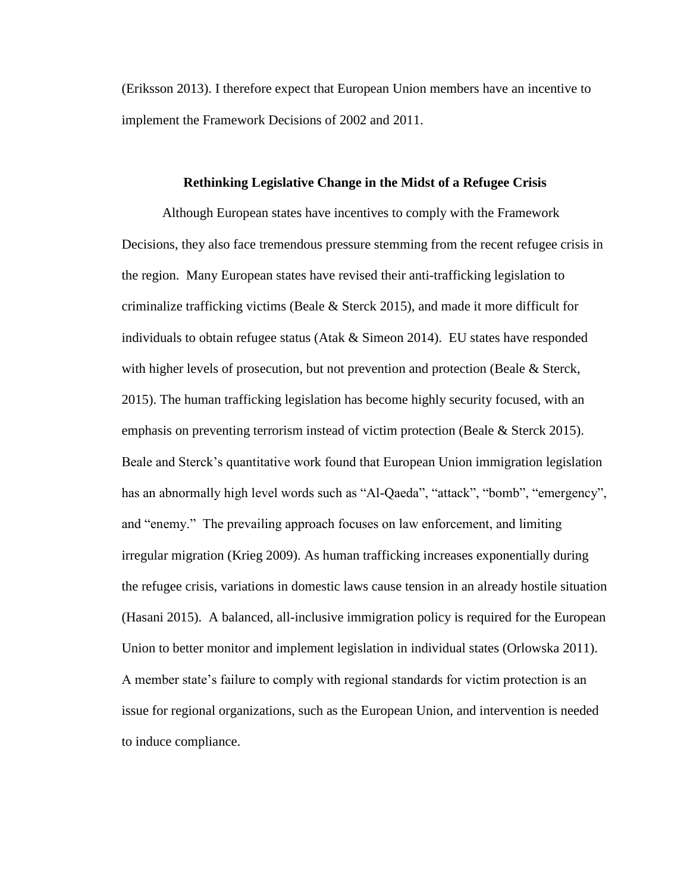(Eriksson 2013). I therefore expect that European Union members have an incentive to implement the Framework Decisions of 2002 and 2011.

## Rethinking Legislative Change in the Midst of a Refugee Crisis

Although European states have incentives to comply with the Framework Decisions, they also face tremendous pressure stemming from the recent refugee crisis in the region. Many European states have revised their anti-trafficking legislation to criminalize trafficking victims (Beale & Sterck 2015), and made it more difficult for individuals to obtain refugee status (Atak & Simeon 2014). EU states have responded with higher levels of prosecution, but not prevention and protection (Beale & Sterck, 2015). The human trafficking legislation has become highly security focused, with an emphasis on preventing terrorism instead of victim protection (Beale & Sterck 2015). Beale and Sterck's quantitative work found that European Union immigration legislation has an abnormally high level words such as "Al-Qaeda", "attack", "bomb", "emergency", and "enemy." The prevailing approach focuses on law enforcement, and limiting irregular migration (Krieg 2009). As human trafficking increases exponentially during the refugee crisis, variations in domestic laws cause tension in an already hostile situation (Hasani 2015). A balanced, all-inclusive immigration policy is required for the European Union to better monitor and implement legislation in individual states (Orlowska 2011). A member state's failure to comply with regional standards for victim protection is an issue for regional organizations, such as the European Union, and intervention is needed to induce compliance.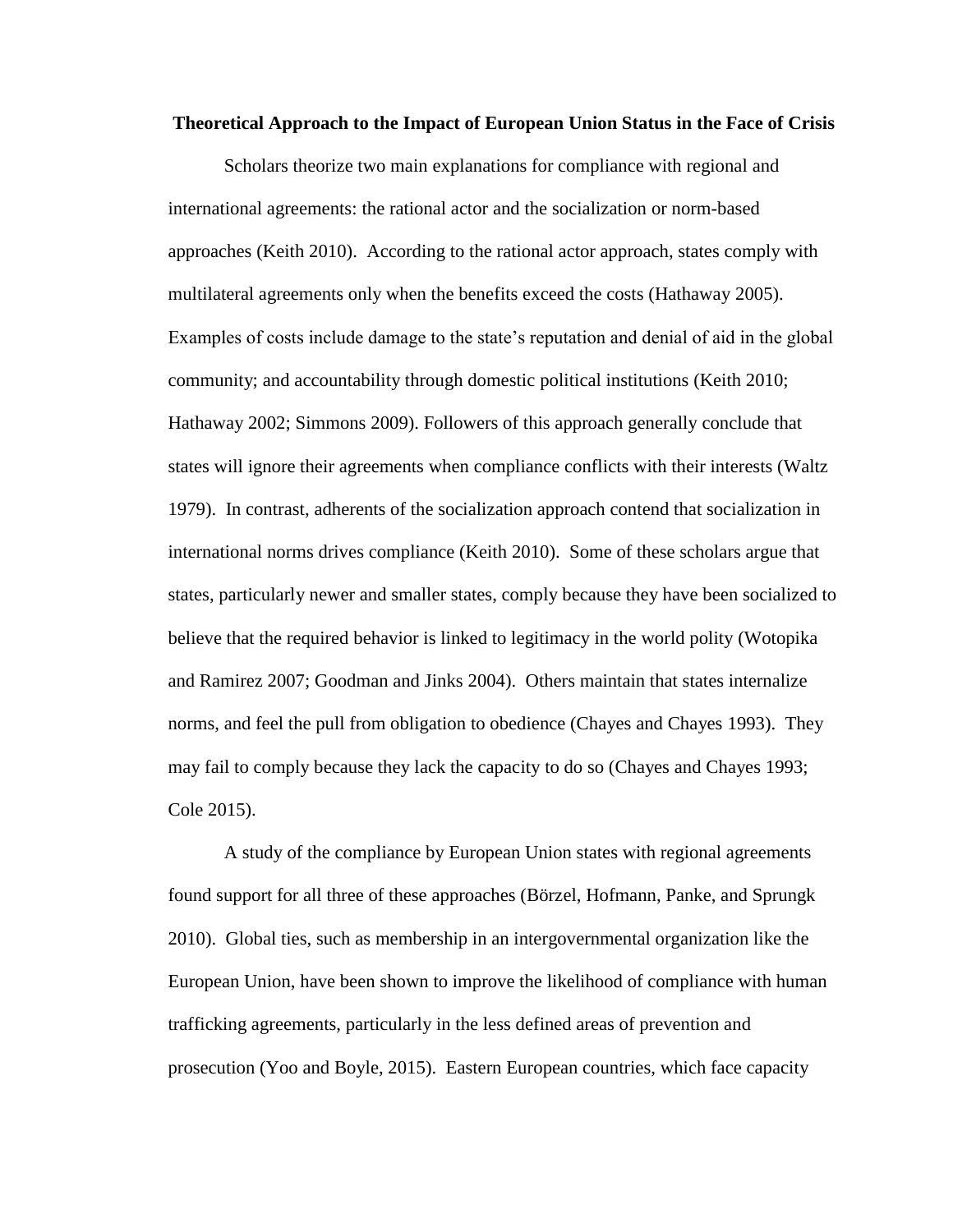**Theoretical Approach to the Impact of European Union Status in the Face of Crisis**

Scholars theorize two main explanations for compliance with regional and international agreements: the rational actor and the socialization or norm-based approaches (Keith 2010). According to the rational actor approach, states comply with multilateral agreements only when the benefits exceed the costs (Hathaway 2005). Examples of costs include damage to the state's reputation and denial of aid in the global community; and accountability through domestic political institutions (Keith 2010; Hathaway 2002; Simmons 2009). Followers of this approach generally conclude that states will ignore their agreements when compliance conflicts with their interests (Waltz 1979). In contrast, adherents of the socialization approach contend that socialization in international norms drives compliance (Keith 2010). Some of these scholars argue that states, particularly newer and smaller states, comply because they have been socialized to believe that the required behavior is linked to legitimacy in the world polity (Wotopika and Ramirez 2007; Goodman and Jinks 2004). Others maintain that states internalize norms, and feel the pull from obligation to obedience (Chayes and Chayes 1993). They may fail to comply because they lack the capacity to do so (Chayes and Chayes 1993; Cole 2015).

A study of the compliance by European Union states with regional agreements found support for all three of these approaches (Börzel, Hofmann, Panke, and Sprungk 2010). Global ties, such as membership in an intergovernmental organization like the European Union, have been shown to improve the likelihood of compliance with human trafficking agreements, particularly in the less defined areas of prevention and prosecution (Yoo and Boyle, 2015). Eastern European countries, which face capacity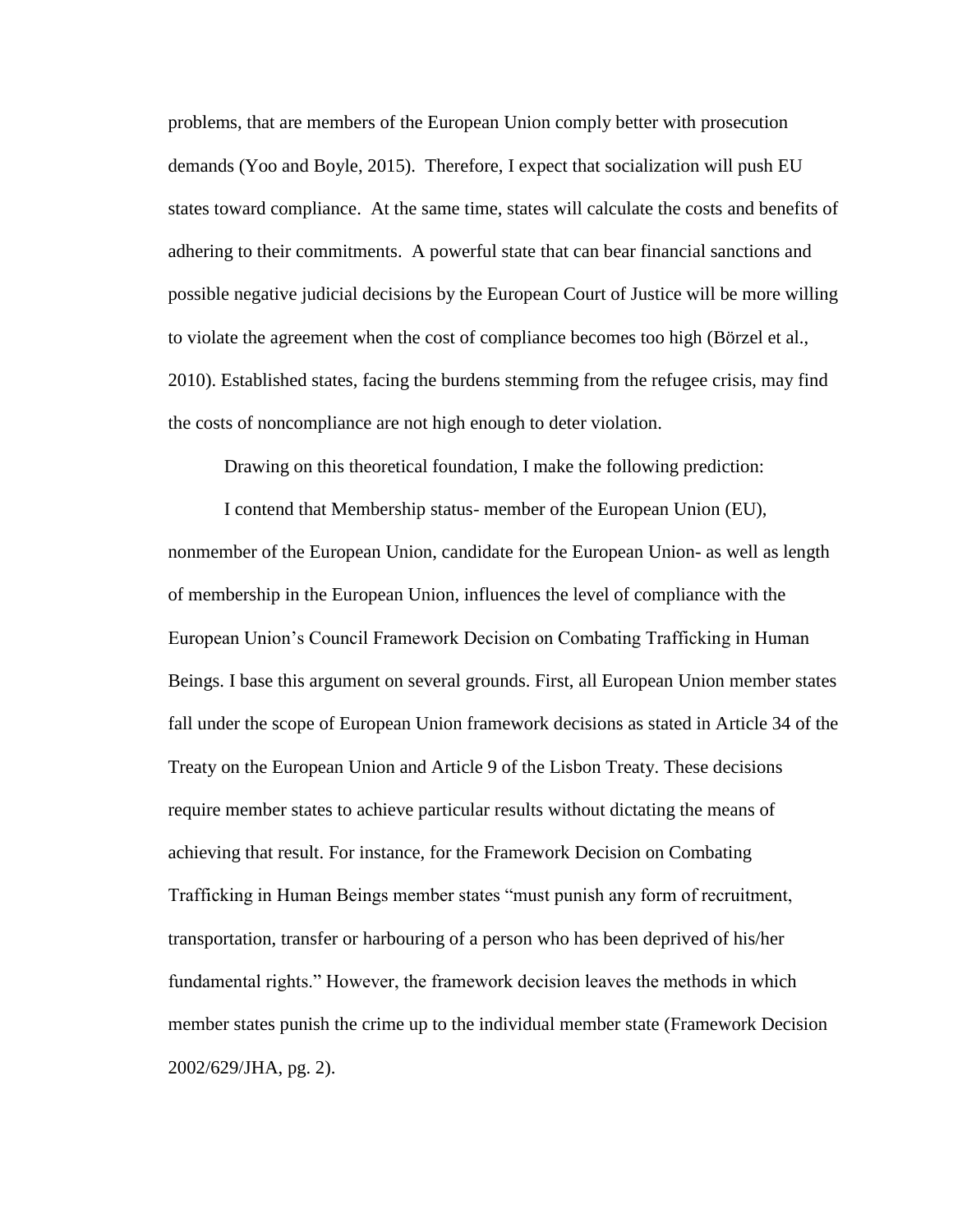problems, that are members of the European Union comply better with prosecution demands (Yoo and Boyle, 2015). Therefore, I expect that socialization will push EU states toward compliance. At the same time, states will calculate the costs and benefits of adhering to their commitments. A powerful state that can bear financial sanctions and possible negative judicial decisions by the European Court of Justice will be more willing to violate the agreement when the cost of compliance becomes too high (Börzel et al., 2010). Established states, facing the burdens stemming from the refugee crisis, may find the costs of noncompliance are not high enough to deter violation.

Drawing on this theoretical foundation, I make the following prediction:

I contend that Membership status- member of the European Union (EU), nonmember of the European Union, candidate for the European Union- as well as length of membership in the European Union, influences the level of compliance with the European Union's Council Framework Decision on Combating Trafficking in Human Beings. I base this argument on several grounds. First, all European Union member states fall under the scope of European Union framework decisions as stated in Article 34 of the Treaty on the European Union and Article 9 of the Lisbon Treaty. These decisions require member states to achieve particular results without dictating the means of achieving that result. For instance, for the Framework Decision on Combating Trafficking in Human Beings member states "must punish any form of recruitment, transportation, transfer or harbouring of a person who has been deprived of his/her fundamental rights." However, the framework decision leaves the methods in which member states punish the crime up to the individual member state (Framework Decision 2002/629/JHA, pg. 2).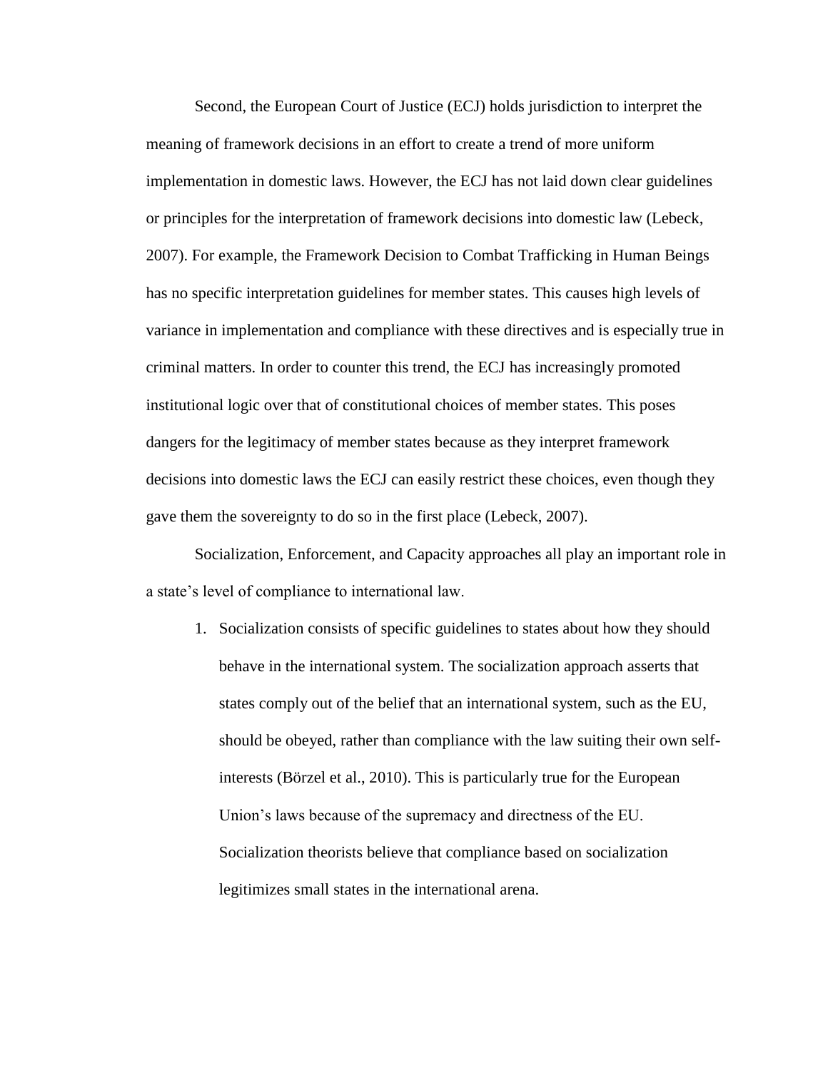Second, the European Court of Justice (ECJ) holds jurisdiction to interpret the meaning of framework decisions in an effort to create a trend of more uniform implementation in domestic laws. However, the ECJ has not laid down clear guidelines or principles for the interpretation of framework decisions into domestic law (Lebeck, 2007). For example, the Framework Decision to Combat Trafficking in Human Beings has no specific interpretation guidelines for member states. This causes high levels of variance in implementation and compliance with these directives and is especially true in criminal matters. In order to counter this trend, the ECJ has increasingly promoted institutional logic over that of constitutional choices of member states. This poses dangers for the legitimacy of member states because as they interpret framework decisions into domestic laws the ECJ can easily restrict these choices, even though they gave them the sovereignty to do so in the first place (Lebeck, 2007).

Socialization, Enforcement, and Capacity approaches all play an important role in a state's level of compliance to international law.

1. Socialization consists of specific guidelines to states about how they should behave in the international system. The socialization approach asserts that states comply out of the belief that an international system, such as the EU, should be obeyed, rather than compliance with the law suiting their own self-interests (Börzel et al., 2010). This is particularly true for the European Union's laws because of the supremacy and directness of the EU. Socialization theorists believe that compliance based on socialization legitimizes small states in the international arena.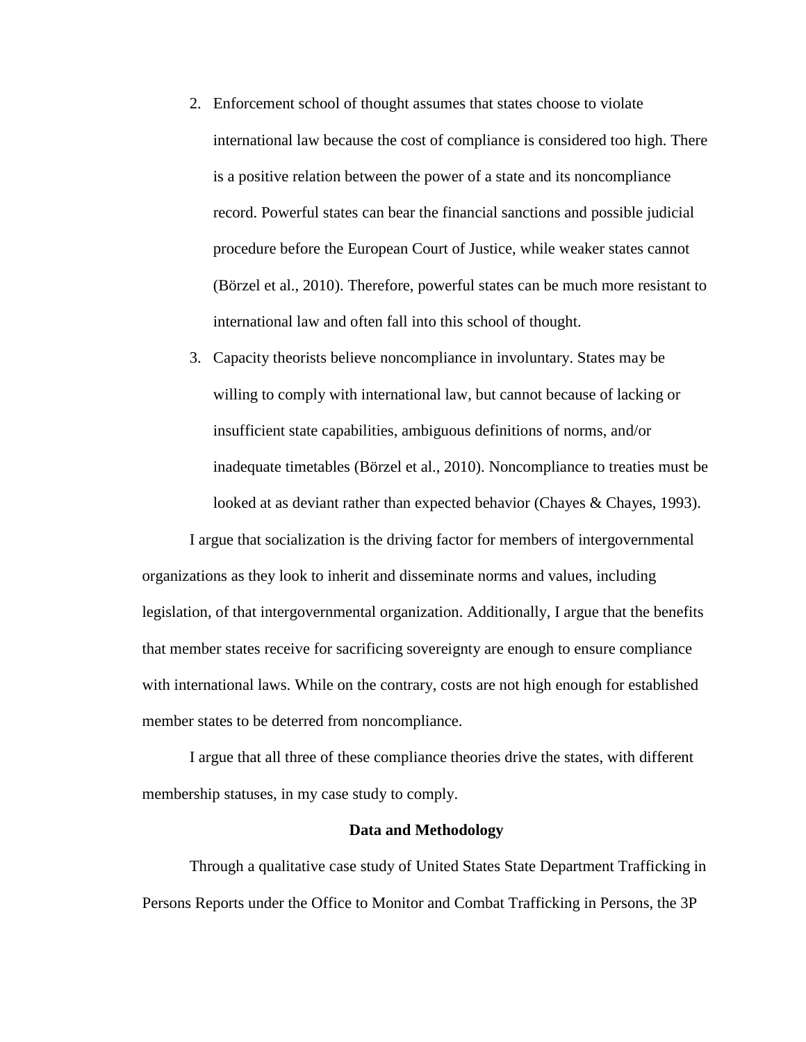2. Enforcement school of thought assumes that states choose to violate international law because the cost of compliance is considered too high. There is a positive relation between the power of a state and its noncompliance record. Powerful states can bear the financial sanctions and possible judicial procedure before the European Court of Justice, while weaker states cannot (Börzel et al., 2010). Therefore, powerful states can be much more resistant to international law and often fall into this school of thought.
3. Capacity theorists believe noncompliance in involuntary. States may be willing to comply with international law, but cannot because of lacking or insufficient state capabilities, ambiguous definitions of norms, and/or inadequate timetables (Börzel et al., 2010). Noncompliance to treaties must be looked at as deviant rather than expected behavior (Chayes & Chayes, 1993).

I argue that socialization is the driving factor for members of intergovernmental organizations as they look to inherit and disseminate norms and values, including legislation, of that intergovernmental organization. Additionally, I argue that the benefits that member states receive for sacrificing sovereignty are enough to ensure compliance with international laws. While on the contrary, costs are not high enough for established member states to be deterred from noncompliance.

I argue that all three of these compliance theories drive the states, with different membership statuses, in my case study to comply.

## Data and Methodology

Through a qualitative case study of United States State Department Trafficking in Persons Reports under the Office to Monitor and Combat Trafficking in Persons, the 3P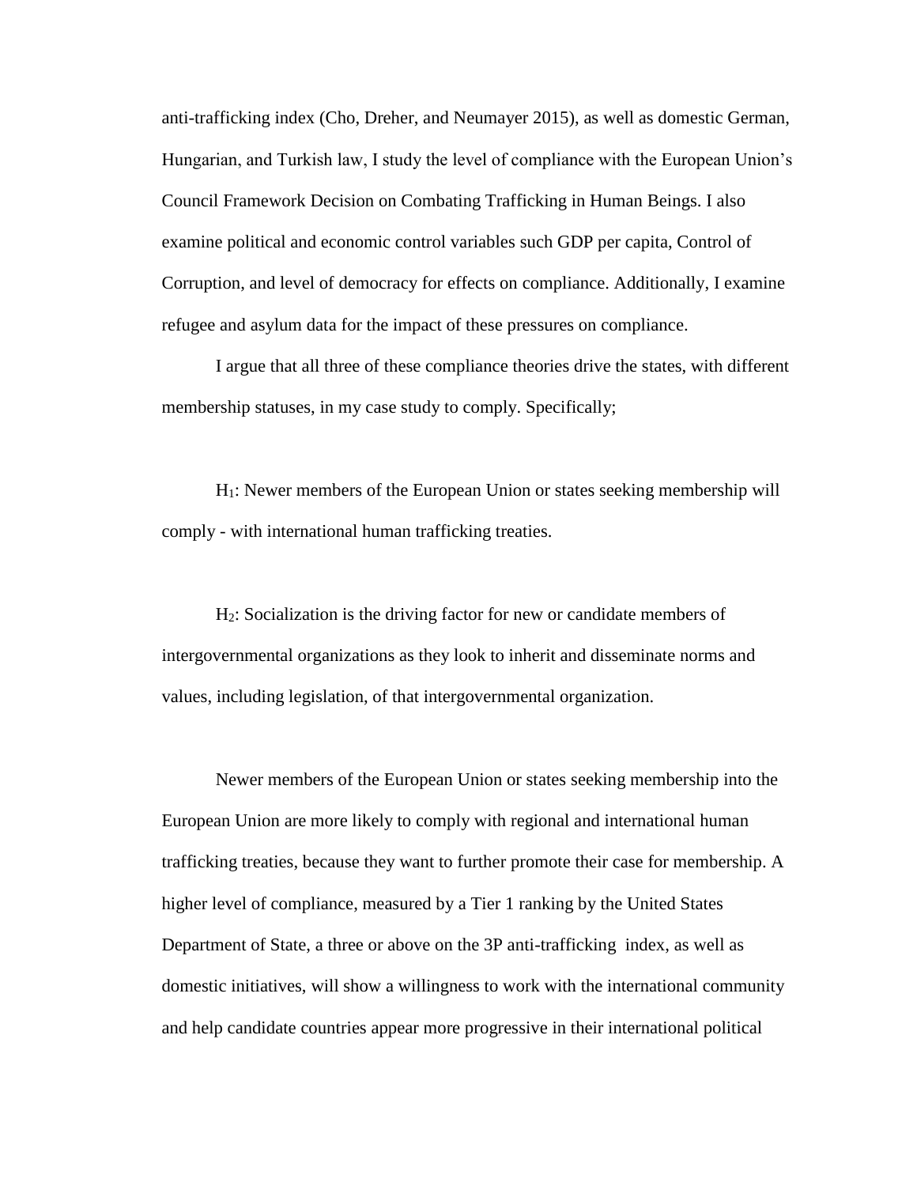anti-trafficking index (Cho, Dreher, and Neumayer 2015), as well as domestic German, Hungarian, and Turkish law, I study the level of compliance with the European Union's Council Framework Decision on Combating Trafficking in Human Beings. I also examine political and economic control variables such GDP per capita, Control of Corruption, and level of democracy for effects on compliance. Additionally, I examine refugee and asylum data for the impact of these pressures on compliance.

I argue that all three of these compliance theories drive the states, with different membership statuses, in my case study to comply. Specifically;

$H_1$: Newer members of the European Union or states seeking membership will comply - with international human trafficking treaties.

$H_2$: Socialization is the driving factor for new or candidate members of intergovernmental organizations as they look to inherit and disseminate norms and values, including legislation, of that intergovernmental organization.

Newer members of the European Union or states seeking membership into the European Union are more likely to comply with regional and international human trafficking treaties, because they want to further promote their case for membership. A higher level of compliance, measured by a Tier 1 ranking by the United States Department of State, a three or above on the 3P anti-trafficking index, as well as domestic initiatives, will show a willingness to work with the international community and help candidate countries appear more progressive in their international political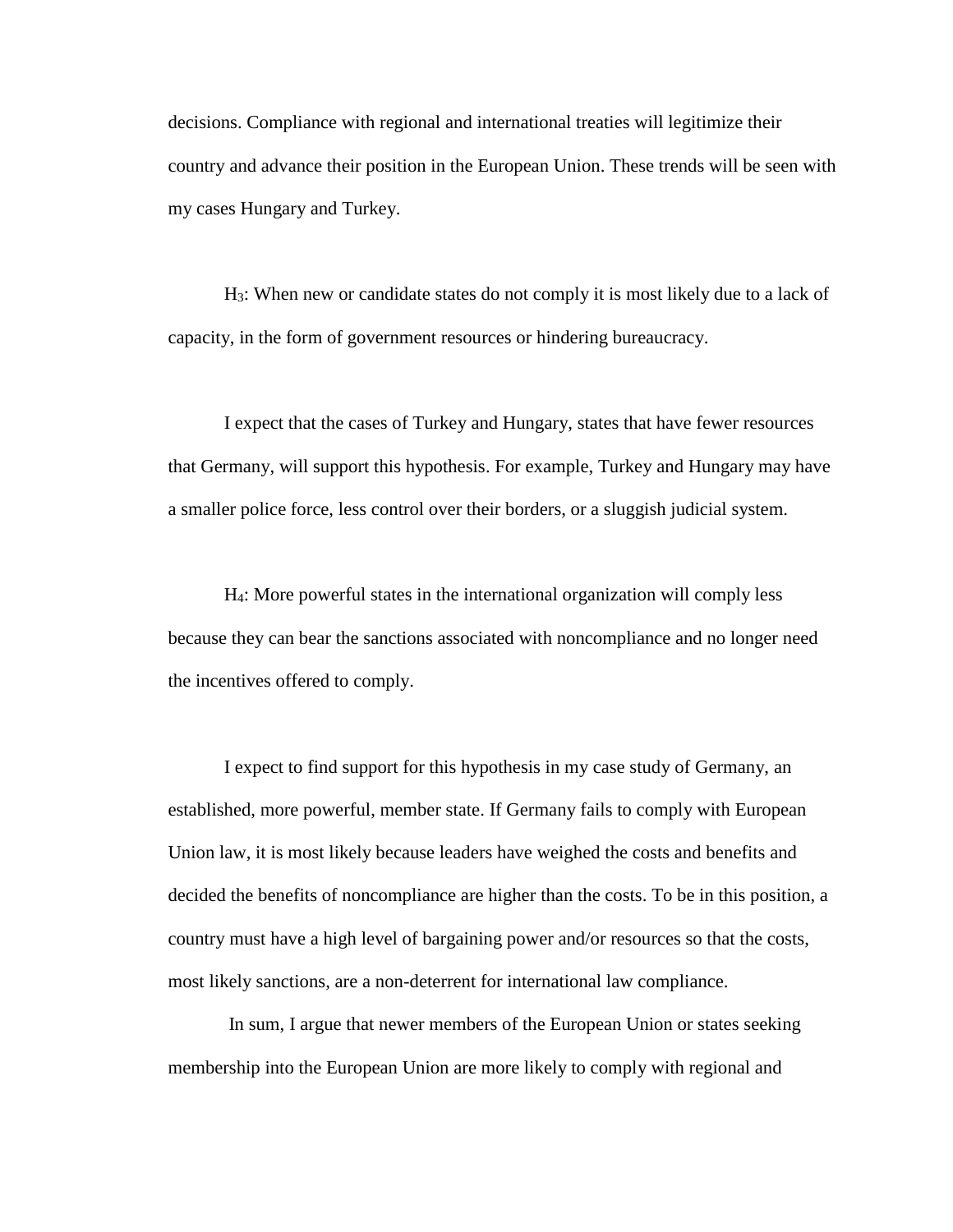decisions. Compliance with regional and international treaties will legitimize their country and advance their position in the European Union. These trends will be seen with my cases Hungary and Turkey.

$H_3$: When new or candidate states do not comply it is most likely due to a lack of capacity, in the form of government resources or hindering bureaucracy.

I expect that the cases of Turkey and Hungary, states that have fewer resources that Germany, will support this hypothesis. For example, Turkey and Hungary may have a smaller police force, less control over their borders, or a sluggish judicial system.

$H_4$: More powerful states in the international organization will comply less because they can bear the sanctions associated with noncompliance and no longer need the incentives offered to comply.

I expect to find support for this hypothesis in my case study of Germany, an established, more powerful, member state. If Germany fails to comply with European Union law, it is most likely because leaders have weighed the costs and benefits and decided the benefits of noncompliance are higher than the costs. To be in this position, a country must have a high level of bargaining power and/or resources so that the costs, most likely sanctions, are a non-deterrent for international law compliance.

In sum, I argue that newer members of the European Union or states seeking membership into the European Union are more likely to comply with regional and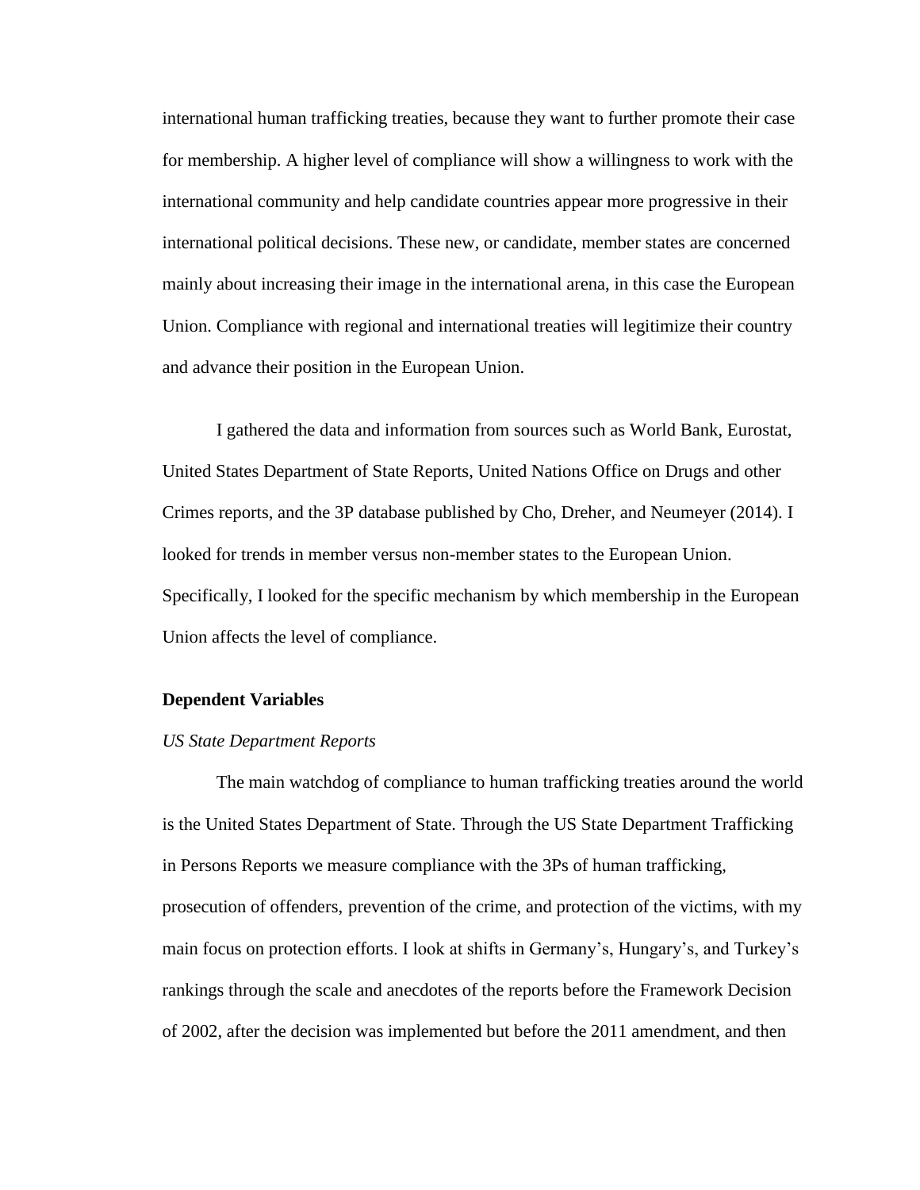international human trafficking treaties, because they want to further promote their case for membership. A higher level of compliance will show a willingness to work with the international community and help candidate countries appear more progressive in their international political decisions. These new, or candidate, member states are concerned mainly about increasing their image in the international arena, in this case the European Union. Compliance with regional and international treaties will legitimize their country and advance their position in the European Union.

I gathered the data and information from sources such as World Bank, Eurostat, United States Department of State Reports, United Nations Office on Drugs and other Crimes reports, and the 3P database published by Cho, Dreher, and Neumeyer (2014). I looked for trends in member versus non-member states to the European Union. Specifically, I looked for the specific mechanism by which membership in the European Union affects the level of compliance.

## Dependent Variables

### *US State Department Reports*

The main watchdog of compliance to human trafficking treaties around the world is the United States Department of State. Through the US State Department Trafficking in Persons Reports we measure compliance with the 3Ps of human trafficking, prosecution of offenders, prevention of the crime, and protection of the victims, with my main focus on protection efforts. I look at shifts in Germany's, Hungary's, and Turkey's rankings through the scale and anecdotes of the reports before the Framework Decision of 2002, after the decision was implemented but before the 2011 amendment, and then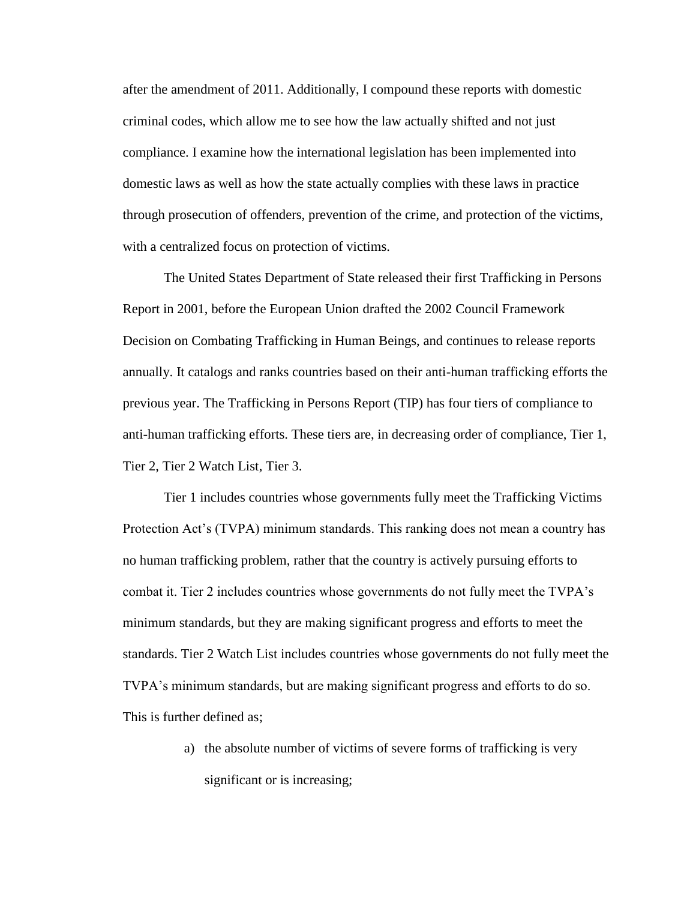after the amendment of 2011. Additionally, I compound these reports with domestic criminal codes, which allow me to see how the law actually shifted and not just compliance. I examine how the international legislation has been implemented into domestic laws as well as how the state actually complies with these laws in practice through prosecution of offenders, prevention of the crime, and protection of the victims, with a centralized focus on protection of victims.

The United States Department of State released their first Trafficking in Persons Report in 2001, before the European Union drafted the 2002 Council Framework Decision on Combating Trafficking in Human Beings, and continues to release reports annually. It catalogs and ranks countries based on their anti-human trafficking efforts the previous year. The Trafficking in Persons Report (TIP) has four tiers of compliance to anti-human trafficking efforts. These tiers are, in decreasing order of compliance, Tier 1, Tier 2, Tier 2 Watch List, Tier 3.

Tier 1 includes countries whose governments fully meet the Trafficking Victims Protection Act's (TVPA) minimum standards. This ranking does not mean a country has no human trafficking problem, rather that the country is actively pursuing efforts to combat it. Tier 2 includes countries whose governments do not fully meet the TVPA's minimum standards, but they are making significant progress and efforts to meet the standards. Tier 2 Watch List includes countries whose governments do not fully meet the TVPA's minimum standards, but are making significant progress and efforts to do so. This is further defined as;

a) the absolute number of victims of severe forms of trafficking is very significant or is increasing;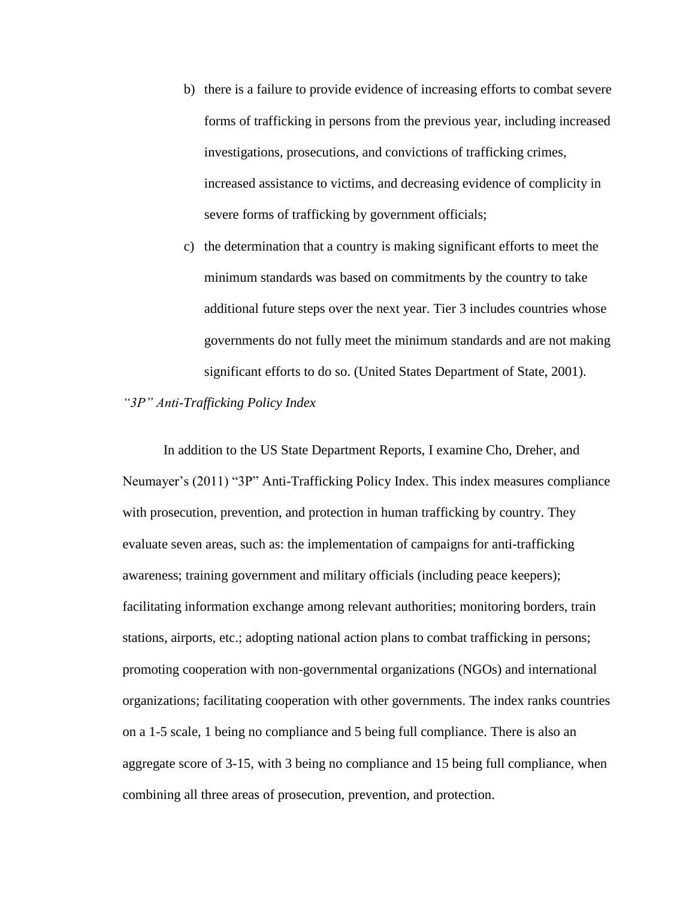b) there is a failure to provide evidence of increasing efforts to combat severe forms of trafficking in persons from the previous year, including increased investigations, prosecutions, and convictions of trafficking crimes, increased assistance to victims, and decreasing evidence of complicity in severe forms of trafficking by government officials;

c) the determination that a country is making significant efforts to meet the minimum standards was based on commitments by the country to take additional future steps over the next year. Tier 3 includes countries whose governments do not fully meet the minimum standards and are not making significant efforts to do so. (United States Department of State, 2001).

*"3P" Anti-Trafficking Policy Index*

In addition to the US State Department Reports, I examine Cho, Dreher, and Neumayer's (2011) "3P" Anti-Trafficking Policy Index. This index measures compliance with prosecution, prevention, and protection in human trafficking by country. They evaluate seven areas, such as: the implementation of campaigns for anti-trafficking awareness; training government and military officials (including peace keepers); facilitating information exchange among relevant authorities; monitoring borders, train stations, airports, etc.; adopting national action plans to combat trafficking in persons; promoting cooperation with non-governmental organizations (NGOs) and international organizations; facilitating cooperation with other governments. The index ranks countries on a 1-5 scale, 1 being no compliance and 5 being full compliance. There is also an aggregate score of 3-15, with 3 being no compliance and 15 being full compliance, when combining all three areas of prosecution, prevention, and protection.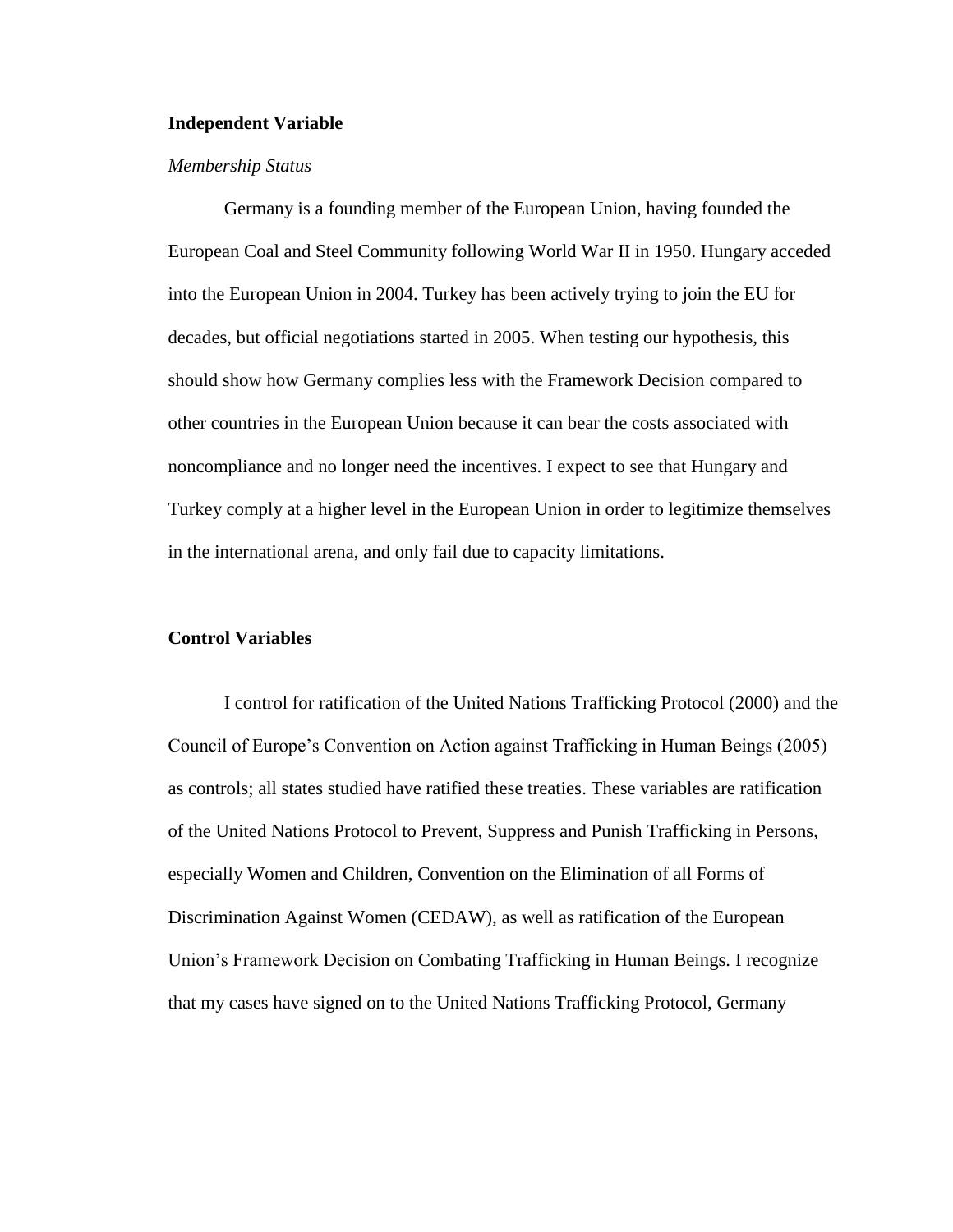## Independent Variable

### *Membership Status*

Germany is a founding member of the European Union, having founded the European Coal and Steel Community following World War II in 1950. Hungary acceded into the European Union in 2004. Turkey has been actively trying to join the EU for decades, but official negotiations started in 2005. When testing our hypothesis, this should show how Germany complies less with the Framework Decision compared to other countries in the European Union because it can bear the costs associated with noncompliance and no longer need the incentives. I expect to see that Hungary and Turkey comply at a higher level in the European Union in order to legitimize themselves in the international arena, and only fail due to capacity limitations.

## Control Variables

I control for ratification of the United Nations Trafficking Protocol (2000) and the Council of Europe's Convention on Action against Trafficking in Human Beings (2005) as controls; all states studied have ratified these treaties. These variables are ratification of the United Nations Protocol to Prevent, Suppress and Punish Trafficking in Persons, especially Women and Children, Convention on the Elimination of all Forms of Discrimination Against Women (CEDAW), as well as ratification of the European Union's Framework Decision on Combating Trafficking in Human Beings. I recognize that my cases have signed on to the United Nations Trafficking Protocol, Germany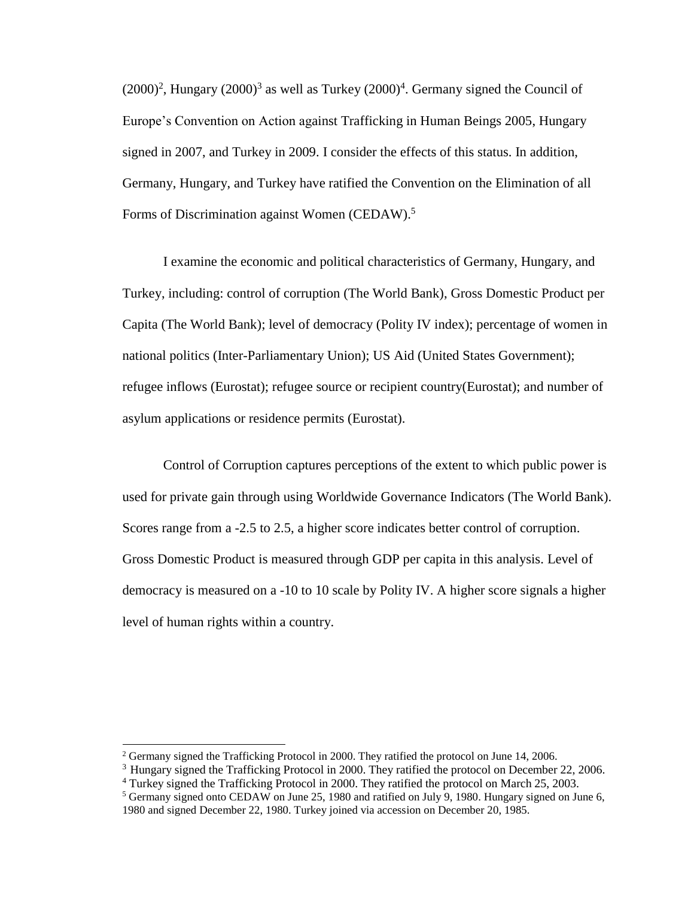(2000)[2], Hungary (2000)[3] as well as Turkey (2000)[4]. Germany signed the Council of Europe's Convention on Action against Trafficking in Human Beings 2005, Hungary signed in 2007, and Turkey in 2009. I consider the effects of this status. In addition, Germany, Hungary, and Turkey have ratified the Convention on the Elimination of all Forms of Discrimination against Women (CEDAW).[5]

I examine the economic and political characteristics of Germany, Hungary, and Turkey, including: control of corruption (The World Bank), Gross Domestic Product per Capita (The World Bank); level of democracy (Polity IV index); percentage of women in national politics (Inter-Parliamentary Union); US Aid (United States Government); refugee inflows (Eurostat); refugee source or recipient country(Eurostat); and number of asylum applications or residence permits (Eurostat).

Control of Corruption captures perceptions of the extent to which public power is used for private gain through using Worldwide Governance Indicators (The World Bank). Scores range from a -2.5 to 2.5, a higher score indicates better control of corruption. Gross Domestic Product is measured through GDP per capita in this analysis. Level of democracy is measured on a -10 to 10 scale by Polity IV. A higher score signals a higher level of human rights within a country.

---

[2] Germany signed the Trafficking Protocol in 2000. They ratified the protocol on June 14, 2006.

[3] Hungary signed the Trafficking Protocol in 2000. They ratified the protocol on December 22, 2006.

[4] Turkey signed the Trafficking Protocol in 2000. They ratified the protocol on March 25, 2003.

[5] Germany signed onto CEDAW on June 25, 1980 and ratified on July 9, 1980. Hungary signed on June 6, 1980 and signed December 22, 1980. Turkey joined via accession on December 20, 1985.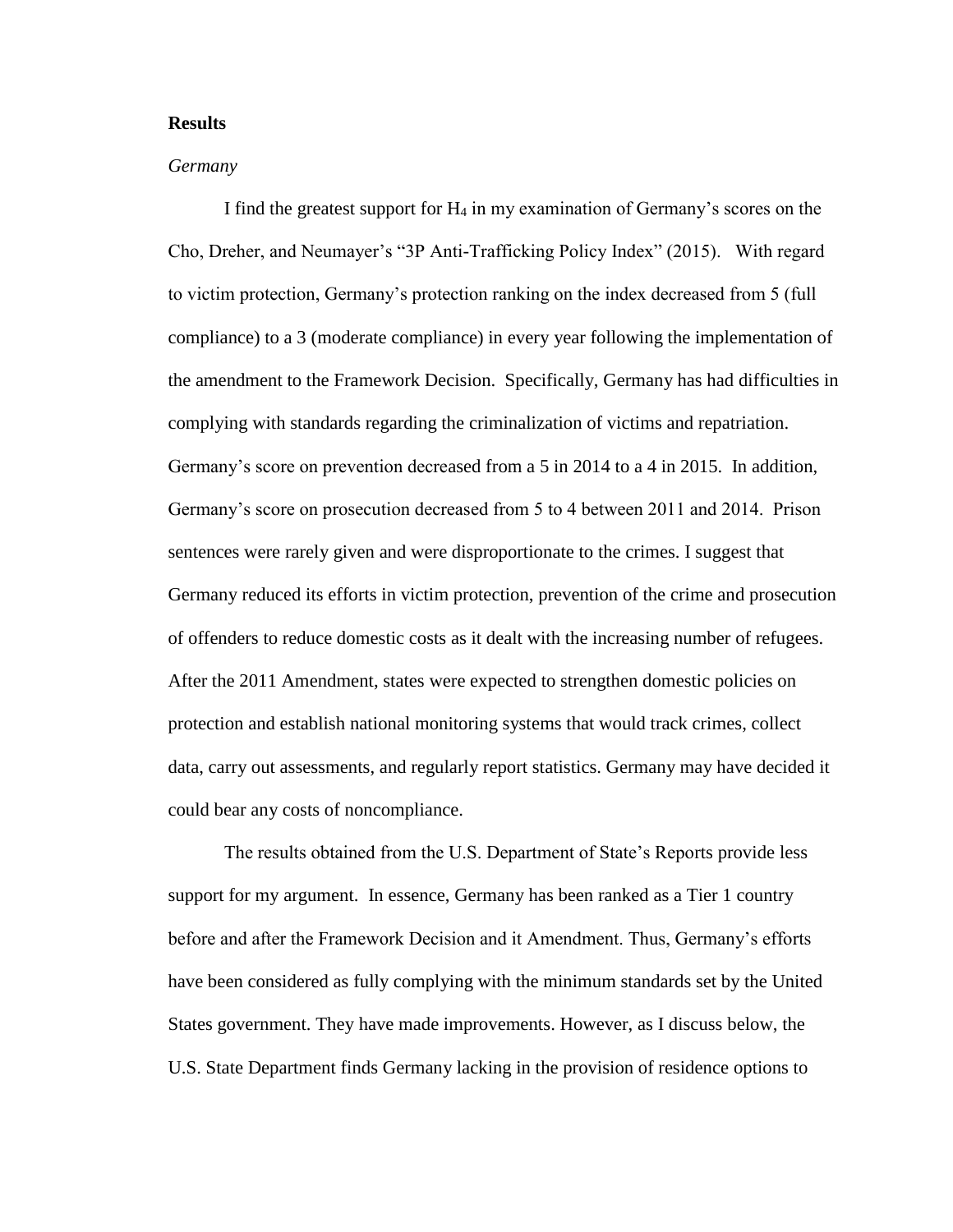## Results

### *Germany*

I find the greatest support for $H_4$ in my examination of Germany's scores on the Cho, Dreher, and Neumayer's "3P Anti-Trafficking Policy Index" (2015). With regard to victim protection, Germany's protection ranking on the index decreased from 5 (full compliance) to a 3 (moderate compliance) in every year following the implementation of the amendment to the Framework Decision. Specifically, Germany has had difficulties in complying with standards regarding the criminalization of victims and repatriation. Germany's score on prevention decreased from a 5 in 2014 to a 4 in 2015. In addition, Germany's score on prosecution decreased from 5 to 4 between 2011 and 2014. Prison sentences were rarely given and were disproportionate to the crimes. I suggest that Germany reduced its efforts in victim protection, prevention of the crime and prosecution of offenders to reduce domestic costs as it dealt with the increasing number of refugees. After the 2011 Amendment, states were expected to strengthen domestic policies on protection and establish national monitoring systems that would track crimes, collect data, carry out assessments, and regularly report statistics. Germany may have decided it could bear any costs of noncompliance.

The results obtained from the U.S. Department of State's Reports provide less support for my argument. In essence, Germany has been ranked as a Tier 1 country before and after the Framework Decision and it Amendment. Thus, Germany's efforts have been considered as fully complying with the minimum standards set by the United States government. They have made improvements. However, as I discuss below, the U.S. State Department finds Germany lacking in the provision of residence options to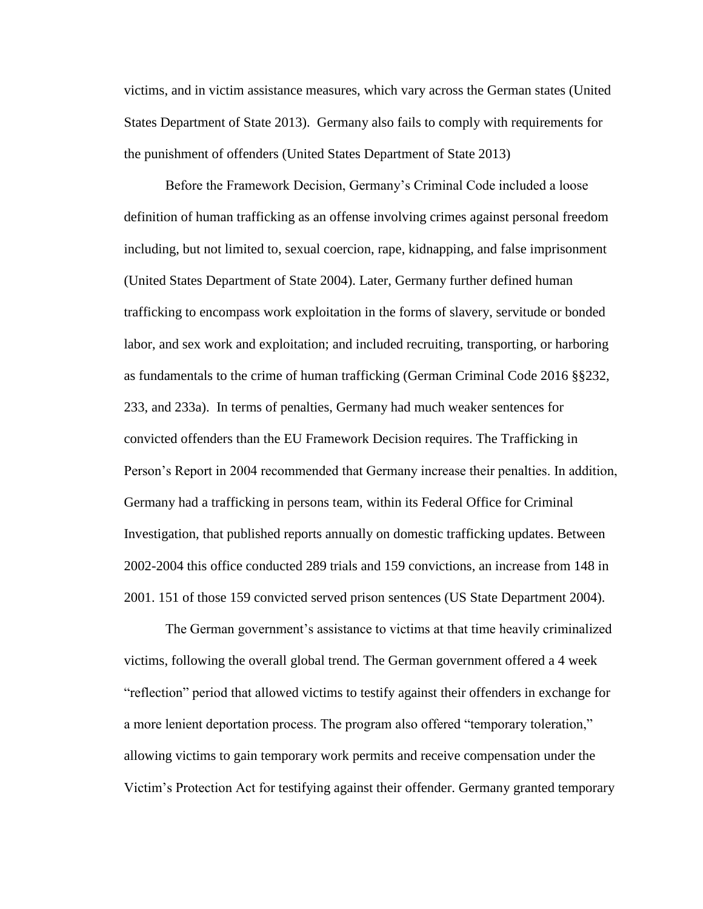victims, and in victim assistance measures, which vary across the German states (United States Department of State 2013). Germany also fails to comply with requirements for the punishment of offenders (United States Department of State 2013)

Before the Framework Decision, Germany's Criminal Code included a loose definition of human trafficking as an offense involving crimes against personal freedom including, but not limited to, sexual coercion, rape, kidnapping, and false imprisonment (United States Department of State 2004). Later, Germany further defined human trafficking to encompass work exploitation in the forms of slavery, servitude or bonded labor, and sex work and exploitation; and included recruiting, transporting, or harboring as fundamentals to the crime of human trafficking (German Criminal Code 2016 §§232, 233, and 233a). In terms of penalties, Germany had much weaker sentences for convicted offenders than the EU Framework Decision requires. The Trafficking in Person's Report in 2004 recommended that Germany increase their penalties. In addition, Germany had a trafficking in persons team, within its Federal Office for Criminal Investigation, that published reports annually on domestic trafficking updates. Between 2002-2004 this office conducted 289 trials and 159 convictions, an increase from 148 in 2001. 151 of those 159 convicted served prison sentences (US State Department 2004).

The German government's assistance to victims at that time heavily criminalized victims, following the overall global trend. The German government offered a 4 week "reflection" period that allowed victims to testify against their offenders in exchange for a more lenient deportation process. The program also offered "temporary toleration," allowing victims to gain temporary work permits and receive compensation under the Victim's Protection Act for testifying against their offender. Germany granted temporary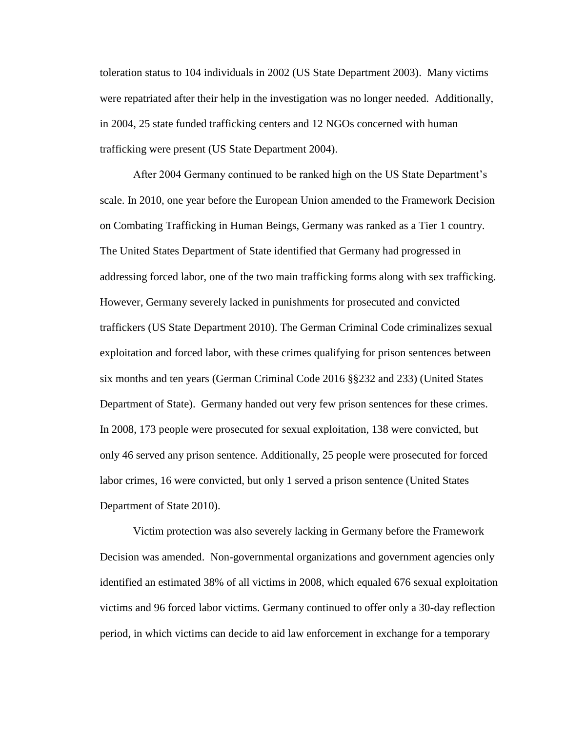toleration status to 104 individuals in 2002 (US State Department 2003). Many victims were repatriated after their help in the investigation was no longer needed. Additionally, in 2004, 25 state funded trafficking centers and 12 NGOs concerned with human trafficking were present (US State Department 2004).

After 2004 Germany continued to be ranked high on the US State Department's scale. In 2010, one year before the European Union amended to the Framework Decision on Combating Trafficking in Human Beings, Germany was ranked as a Tier 1 country. The United States Department of State identified that Germany had progressed in addressing forced labor, one of the two main trafficking forms along with sex trafficking. However, Germany severely lacked in punishments for prosecuted and convicted traffickers (US State Department 2010). The German Criminal Code criminalizes sexual exploitation and forced labor, with these crimes qualifying for prison sentences between six months and ten years (German Criminal Code 2016 §§232 and 233) (United States Department of State). Germany handed out very few prison sentences for these crimes. In 2008, 173 people were prosecuted for sexual exploitation, 138 were convicted, but only 46 served any prison sentence. Additionally, 25 people were prosecuted for forced labor crimes, 16 were convicted, but only 1 served a prison sentence (United States Department of State 2010).

Victim protection was also severely lacking in Germany before the Framework Decision was amended. Non-governmental organizations and government agencies only identified an estimated 38% of all victims in 2008, which equaled 676 sexual exploitation victims and 96 forced labor victims. Germany continued to offer only a 30-day reflection period, in which victims can decide to aid law enforcement in exchange for a temporary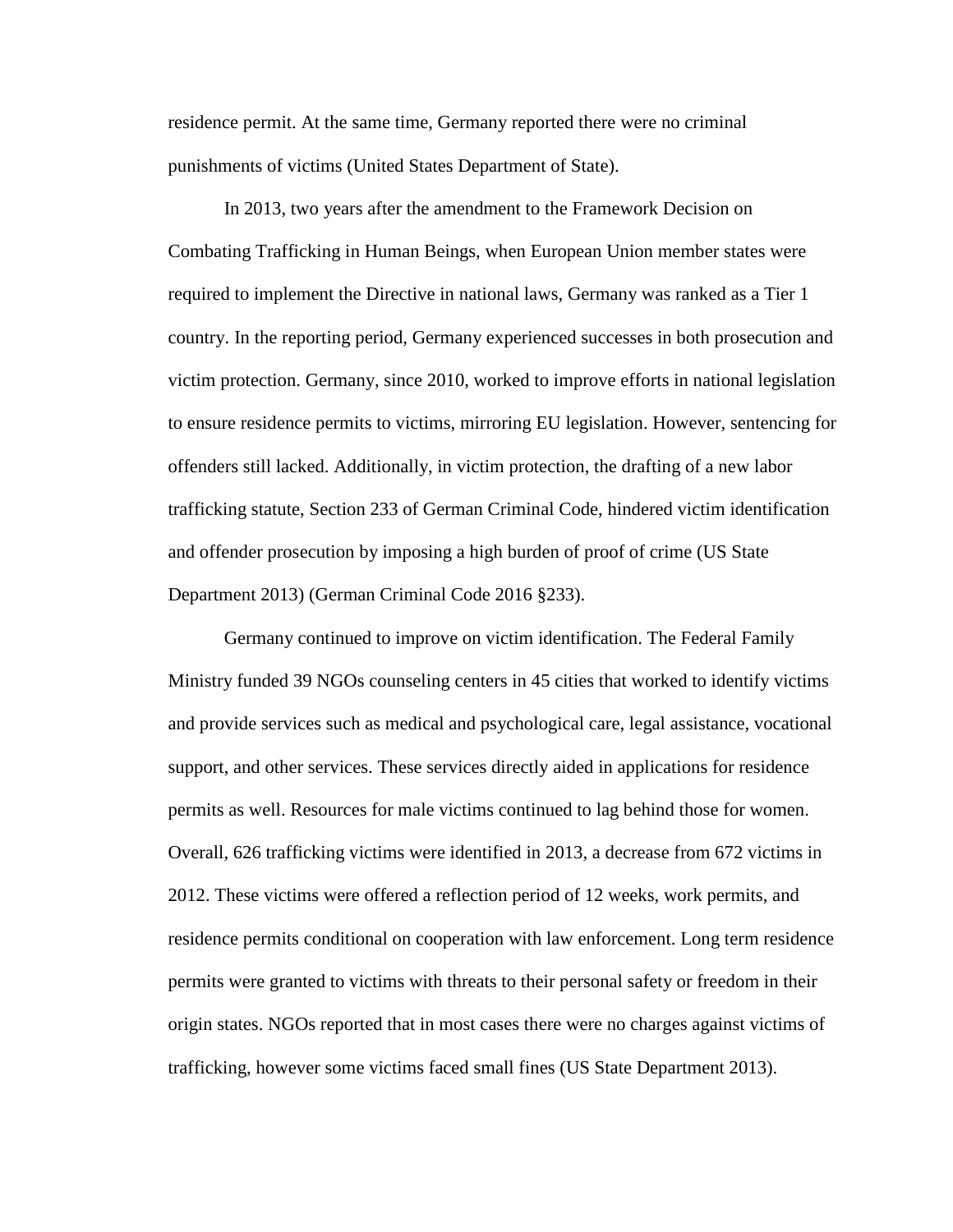residence permit. At the same time, Germany reported there were no criminal punishments of victims (United States Department of State).

In 2013, two years after the amendment to the Framework Decision on Combating Trafficking in Human Beings, when European Union member states were required to implement the Directive in national laws, Germany was ranked as a Tier 1 country. In the reporting period, Germany experienced successes in both prosecution and victim protection. Germany, since 2010, worked to improve efforts in national legislation to ensure residence permits to victims, mirroring EU legislation. However, sentencing for offenders still lacked. Additionally, in victim protection, the drafting of a new labor trafficking statute, Section 233 of German Criminal Code, hindered victim identification and offender prosecution by imposing a high burden of proof of crime (US State Department 2013) (German Criminal Code 2016 §233).

Germany continued to improve on victim identification. The Federal Family Ministry funded 39 NGOs counseling centers in 45 cities that worked to identify victims and provide services such as medical and psychological care, legal assistance, vocational support, and other services. These services directly aided in applications for residence permits as well. Resources for male victims continued to lag behind those for women. Overall, 626 trafficking victims were identified in 2013, a decrease from 672 victims in 2012. These victims were offered a reflection period of 12 weeks, work permits, and residence permits conditional on cooperation with law enforcement. Long term residence permits were granted to victims with threats to their personal safety or freedom in their origin states. NGOs reported that in most cases there were no charges against victims of trafficking, however some victims faced small fines (US State Department 2013).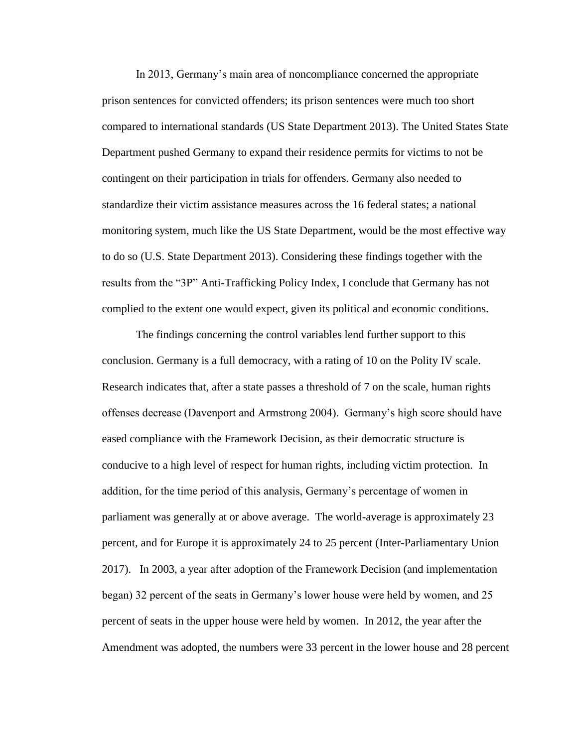In 2013, Germany's main area of noncompliance concerned the appropriate prison sentences for convicted offenders; its prison sentences were much too short compared to international standards (US State Department 2013). The United States State Department pushed Germany to expand their residence permits for victims to not be contingent on their participation in trials for offenders. Germany also needed to standardize their victim assistance measures across the 16 federal states; a national monitoring system, much like the US State Department, would be the most effective way to do so (U.S. State Department 2013). Considering these findings together with the results from the "3P" Anti-Trafficking Policy Index, I conclude that Germany has not complied to the extent one would expect, given its political and economic conditions.

The findings concerning the control variables lend further support to this conclusion. Germany is a full democracy, with a rating of 10 on the Polity IV scale. Research indicates that, after a state passes a threshold of 7 on the scale, human rights offenses decrease (Davenport and Armstrong 2004). Germany's high score should have eased compliance with the Framework Decision, as their democratic structure is conducive to a high level of respect for human rights, including victim protection. In addition, for the time period of this analysis, Germany's percentage of women in parliament was generally at or above average. The world-average is approximately 23 percent, and for Europe it is approximately 24 to 25 percent (Inter-Parliamentary Union 2017). In 2003, a year after adoption of the Framework Decision (and implementation began) 32 percent of the seats in Germany's lower house were held by women, and 25 percent of seats in the upper house were held by women. In 2012, the year after the Amendment was adopted, the numbers were 33 percent in the lower house and 28 percent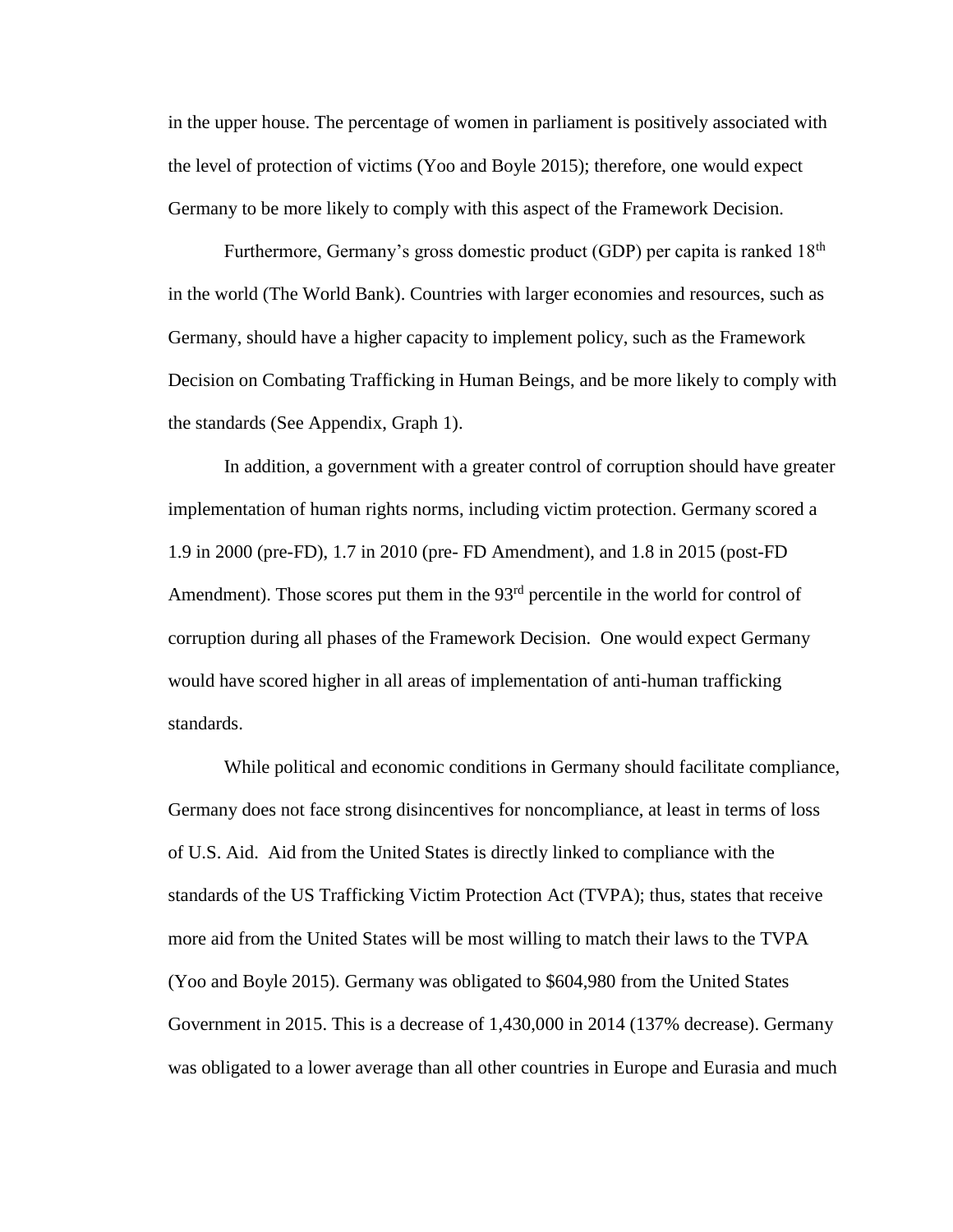in the upper house. The percentage of women in parliament is positively associated with the level of protection of victims (Yoo and Boyle 2015); therefore, one would expect Germany to be more likely to comply with this aspect of the Framework Decision.

Furthermore, Germany's gross domestic product (GDP) per capita is ranked 18th in the world (The World Bank). Countries with larger economies and resources, such as Germany, should have a higher capacity to implement policy, such as the Framework Decision on Combating Trafficking in Human Beings, and be more likely to comply with the standards (See Appendix, Graph 1).

In addition, a government with a greater control of corruption should have greater implementation of human rights norms, including victim protection. Germany scored a 1.9 in 2000 (pre-FD), 1.7 in 2010 (pre- FD Amendment), and 1.8 in 2015 (post-FD Amendment). Those scores put them in the 93rd percentile in the world for control of corruption during all phases of the Framework Decision. One would expect Germany would have scored higher in all areas of implementation of anti-human trafficking standards.

While political and economic conditions in Germany should facilitate compliance, Germany does not face strong disincentives for noncompliance, at least in terms of loss of U.S. Aid. Aid from the United States is directly linked to compliance with the standards of the US Trafficking Victim Protection Act (TVPA); thus, states that receive more aid from the United States will be most willing to match their laws to the TVPA (Yoo and Boyle 2015). Germany was obligated to $604,980 from the United States Government in 2015. This is a decrease of 1,430,000 in 2014 (137% decrease). Germany was obligated to a lower average than all other countries in Europe and Eurasia and much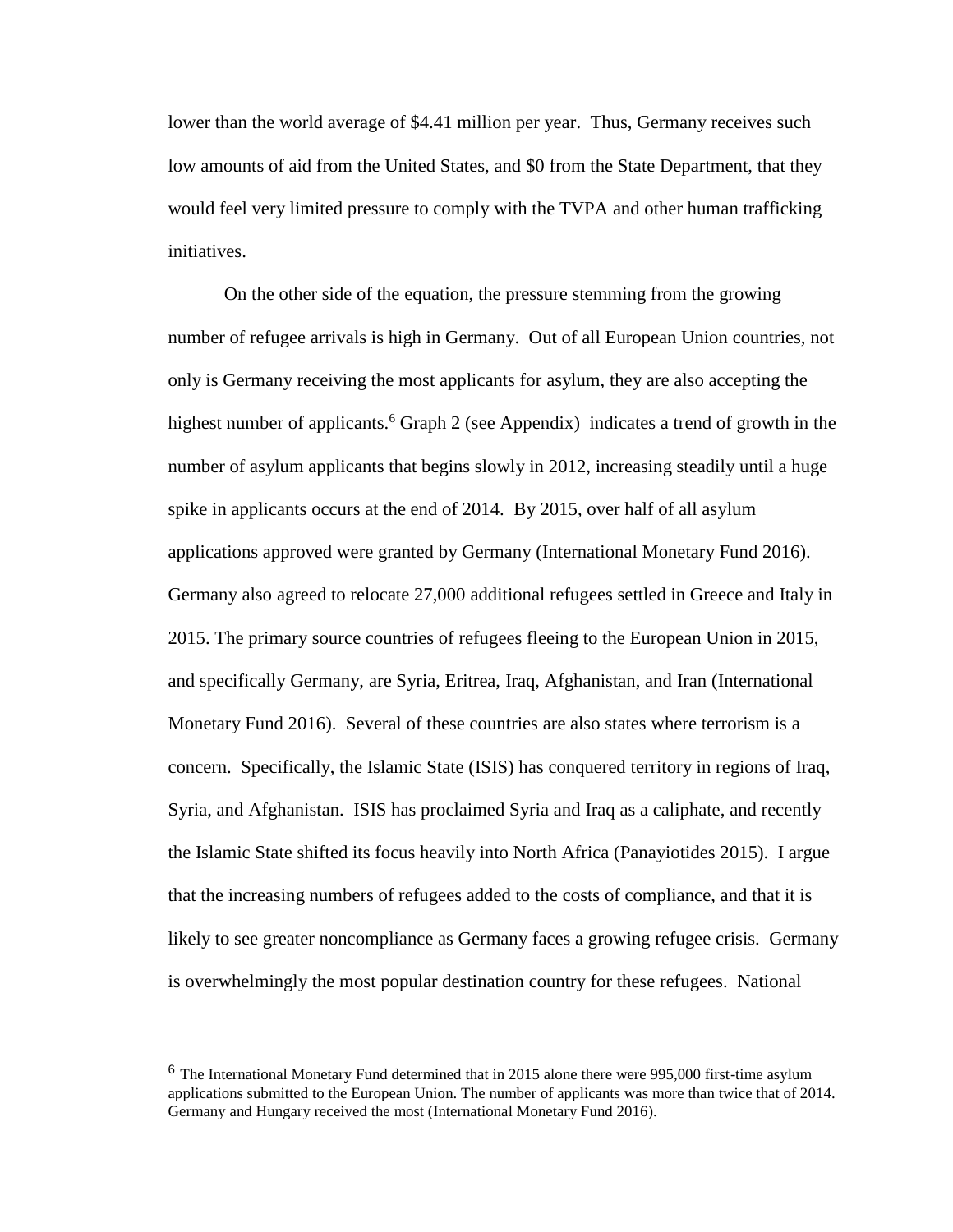lower than the world average of $4.41 million per year. Thus, Germany receives such low amounts of aid from the United States, and $0 from the State Department, that they would feel very limited pressure to comply with the TVPA and other human trafficking initiatives.

On the other side of the equation, the pressure stemming from the growing number of refugee arrivals is high in Germany. Out of all European Union countries, not only is Germany receiving the most applicants for asylum, they are also accepting the highest number of applicants.[6] Graph 2 (see Appendix) indicates a trend of growth in the number of asylum applicants that begins slowly in 2012, increasing steadily until a huge spike in applicants occurs at the end of 2014. By 2015, over half of all asylum applications approved were granted by Germany (International Monetary Fund 2016). Germany also agreed to relocate 27,000 additional refugees settled in Greece and Italy in 2015. The primary source countries of refugees fleeing to the European Union in 2015, and specifically Germany, are Syria, Eritrea, Iraq, Afghanistan, and Iran (International Monetary Fund 2016). Several of these countries are also states where terrorism is a concern. Specifically, the Islamic State (ISIS) has conquered territory in regions of Iraq, Syria, and Afghanistan. ISIS has proclaimed Syria and Iraq as a caliphate, and recently the Islamic State shifted its focus heavily into North Africa (Panayiotides 2015). I argue that the increasing numbers of refugees added to the costs of compliance, and that it is likely to see greater noncompliance as Germany faces a growing refugee crisis. Germany is overwhelmingly the most popular destination country for these refugees. National

[6] The International Monetary Fund determined that in 2015 alone there were 995,000 first-time asylum applications submitted to the European Union. The number of applicants was more than twice that of 2014. Germany and Hungary received the most (International Monetary Fund 2016).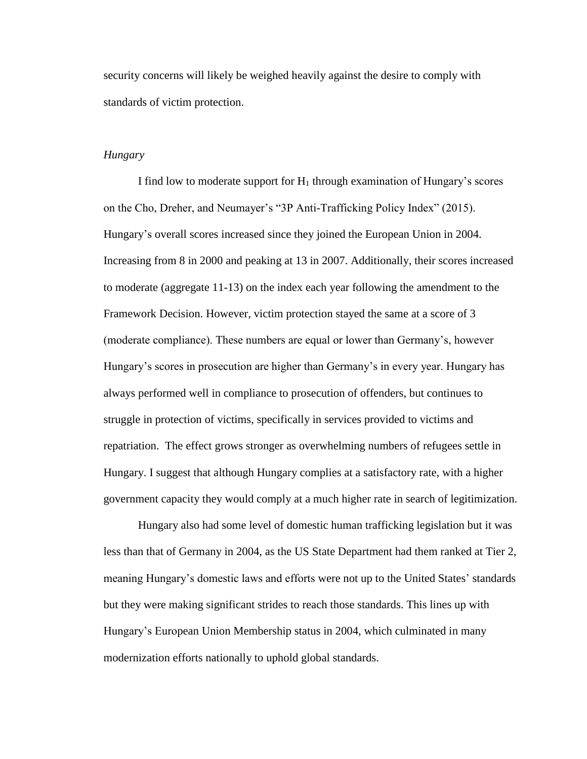security concerns will likely be weighed heavily against the desire to comply with standards of victim protection.

*Hungary*

I find low to moderate support for $H_1$ through examination of Hungary's scores on the Cho, Dreher, and Neumayer's "3P Anti-Trafficking Policy Index" (2015). Hungary's overall scores increased since they joined the European Union in 2004. Increasing from 8 in 2000 and peaking at 13 in 2007. Additionally, their scores increased to moderate (aggregate 11-13) on the index each year following the amendment to the Framework Decision. However, victim protection stayed the same at a score of 3 (moderate compliance). These numbers are equal or lower than Germany's, however Hungary's scores in prosecution are higher than Germany's in every year. Hungary has always performed well in compliance to prosecution of offenders, but continues to struggle in protection of victims, specifically in services provided to victims and repatriation. The effect grows stronger as overwhelming numbers of refugees settle in Hungary. I suggest that although Hungary complies at a satisfactory rate, with a higher government capacity they would comply at a much higher rate in search of legitimization.

Hungary also had some level of domestic human trafficking legislation but it was less than that of Germany in 2004, as the US State Department had them ranked at Tier 2, meaning Hungary's domestic laws and efforts were not up to the United States' standards but they were making significant strides to reach those standards. This lines up with Hungary's European Union Membership status in 2004, which culminated in many modernization efforts nationally to uphold global standards.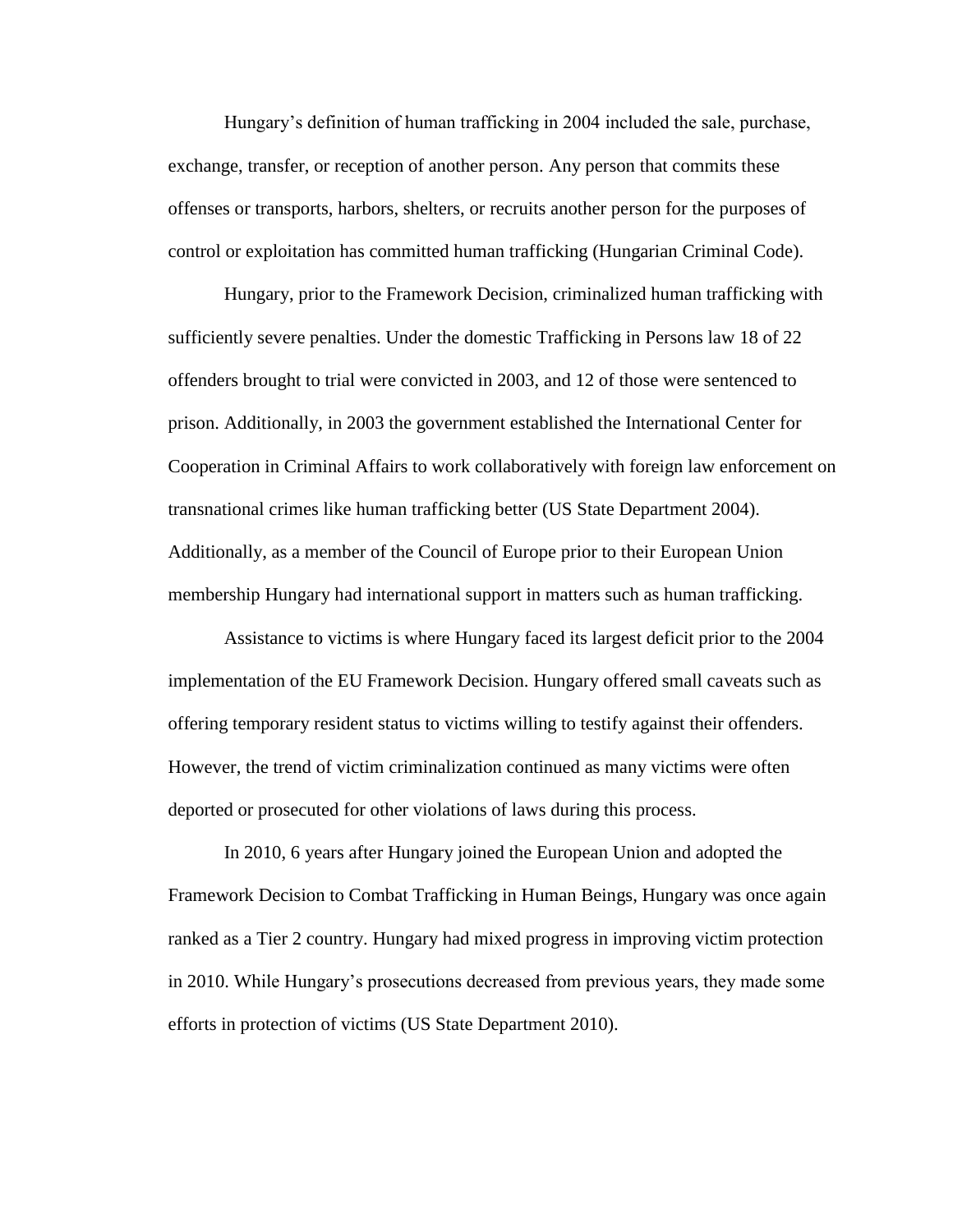Hungary's definition of human trafficking in 2004 included the sale, purchase, exchange, transfer, or reception of another person. Any person that commits these offenses or transports, harbors, shelters, or recruits another person for the purposes of control or exploitation has committed human trafficking (Hungarian Criminal Code).

Hungary, prior to the Framework Decision, criminalized human trafficking with sufficiently severe penalties. Under the domestic Trafficking in Persons law 18 of 22 offenders brought to trial were convicted in 2003, and 12 of those were sentenced to prison. Additionally, in 2003 the government established the International Center for Cooperation in Criminal Affairs to work collaboratively with foreign law enforcement on transnational crimes like human trafficking better (US State Department 2004). Additionally, as a member of the Council of Europe prior to their European Union membership Hungary had international support in matters such as human trafficking.

Assistance to victims is where Hungary faced its largest deficit prior to the 2004 implementation of the EU Framework Decision. Hungary offered small caveats such as offering temporary resident status to victims willing to testify against their offenders. However, the trend of victim criminalization continued as many victims were often deported or prosecuted for other violations of laws during this process.

In 2010, 6 years after Hungary joined the European Union and adopted the Framework Decision to Combat Trafficking in Human Beings, Hungary was once again ranked as a Tier 2 country. Hungary had mixed progress in improving victim protection in 2010. While Hungary's prosecutions decreased from previous years, they made some efforts in protection of victims (US State Department 2010).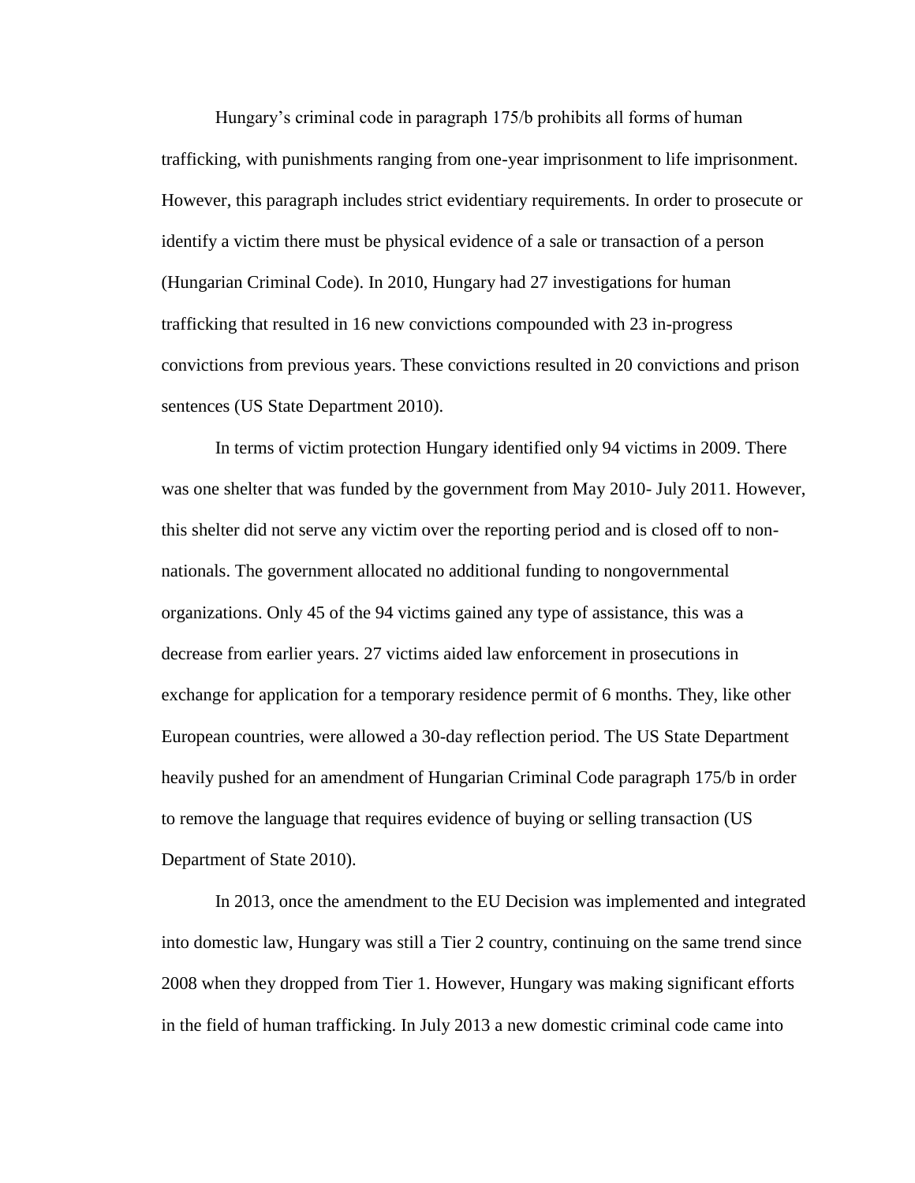Hungary's criminal code in paragraph 175/b prohibits all forms of human trafficking, with punishments ranging from one-year imprisonment to life imprisonment. However, this paragraph includes strict evidentiary requirements. In order to prosecute or identify a victim there must be physical evidence of a sale or transaction of a person (Hungarian Criminal Code). In 2010, Hungary had 27 investigations for human trafficking that resulted in 16 new convictions compounded with 23 in-progress convictions from previous years. These convictions resulted in 20 convictions and prison sentences (US State Department 2010).

In terms of victim protection Hungary identified only 94 victims in 2009. There was one shelter that was funded by the government from May 2010- July 2011. However, this shelter did not serve any victim over the reporting period and is closed off to non-nationals. The government allocated no additional funding to nongovernmental organizations. Only 45 of the 94 victims gained any type of assistance, this was a decrease from earlier years. 27 victims aided law enforcement in prosecutions in exchange for application for a temporary residence permit of 6 months. They, like other European countries, were allowed a 30-day reflection period. The US State Department heavily pushed for an amendment of Hungarian Criminal Code paragraph 175/b in order to remove the language that requires evidence of buying or selling transaction (US Department of State 2010).

In 2013, once the amendment to the EU Decision was implemented and integrated into domestic law, Hungary was still a Tier 2 country, continuing on the same trend since 2008 when they dropped from Tier 1. However, Hungary was making significant efforts in the field of human trafficking. In July 2013 a new domestic criminal code came into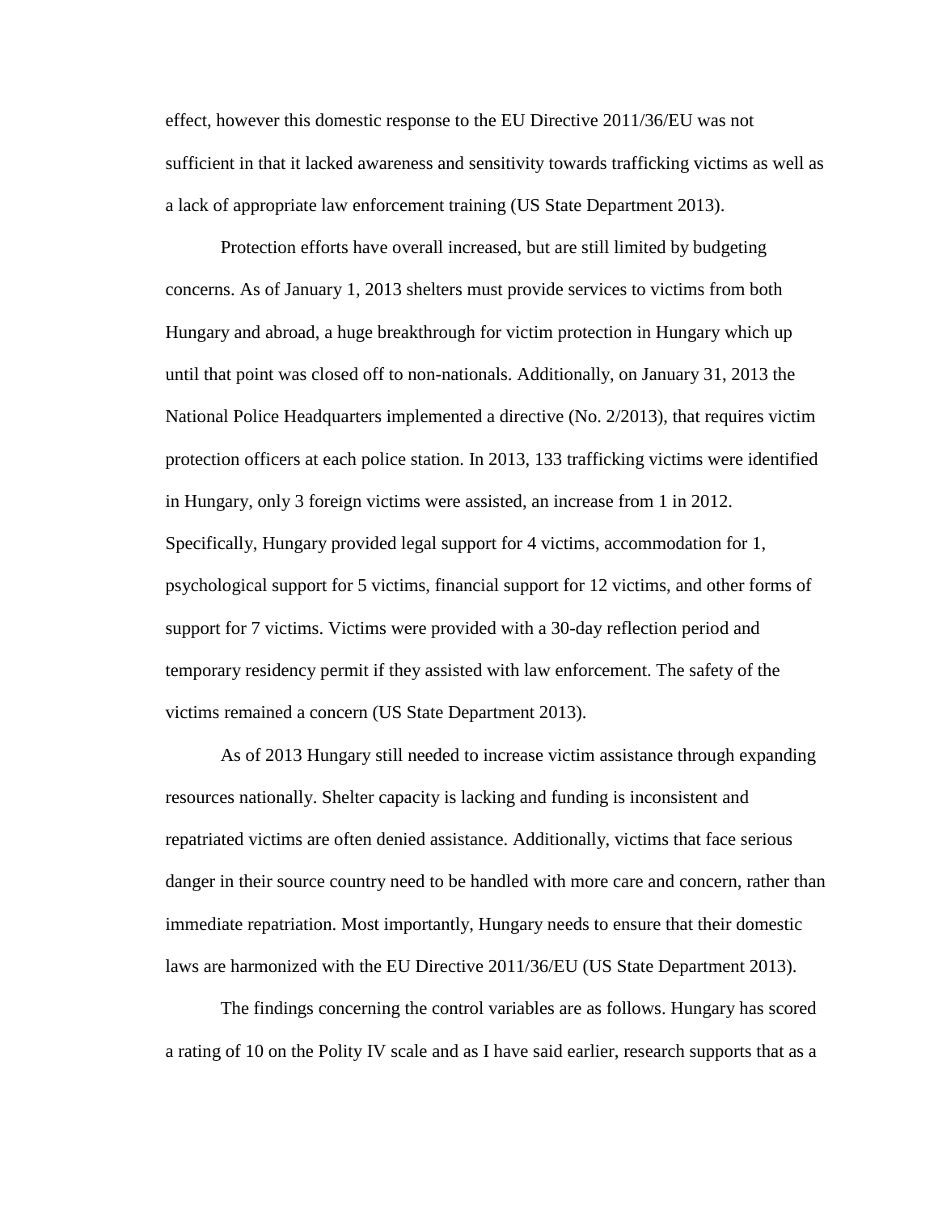effect, however this domestic response to the EU Directive 2011/36/EU was not sufficient in that it lacked awareness and sensitivity towards trafficking victims as well as a lack of appropriate law enforcement training (US State Department 2013).

Protection efforts have overall increased, but are still limited by budgeting concerns. As of January 1, 2013 shelters must provide services to victims from both Hungary and abroad, a huge breakthrough for victim protection in Hungary which up until that point was closed off to non-nationals. Additionally, on January 31, 2013 the National Police Headquarters implemented a directive (No. 2/2013), that requires victim protection officers at each police station. In 2013, 133 trafficking victims were identified in Hungary, only 3 foreign victims were assisted, an increase from 1 in 2012. Specifically, Hungary provided legal support for 4 victims, accommodation for 1, psychological support for 5 victims, financial support for 12 victims, and other forms of support for 7 victims. Victims were provided with a 30-day reflection period and temporary residency permit if they assisted with law enforcement. The safety of the victims remained a concern (US State Department 2013).

As of 2013 Hungary still needed to increase victim assistance through expanding resources nationally. Shelter capacity is lacking and funding is inconsistent and repatriated victims are often denied assistance. Additionally, victims that face serious danger in their source country need to be handled with more care and concern, rather than immediate repatriation. Most importantly, Hungary needs to ensure that their domestic laws are harmonized with the EU Directive 2011/36/EU (US State Department 2013).

The findings concerning the control variables are as follows. Hungary has scored a rating of 10 on the Polity IV scale and as I have said earlier, research supports that as a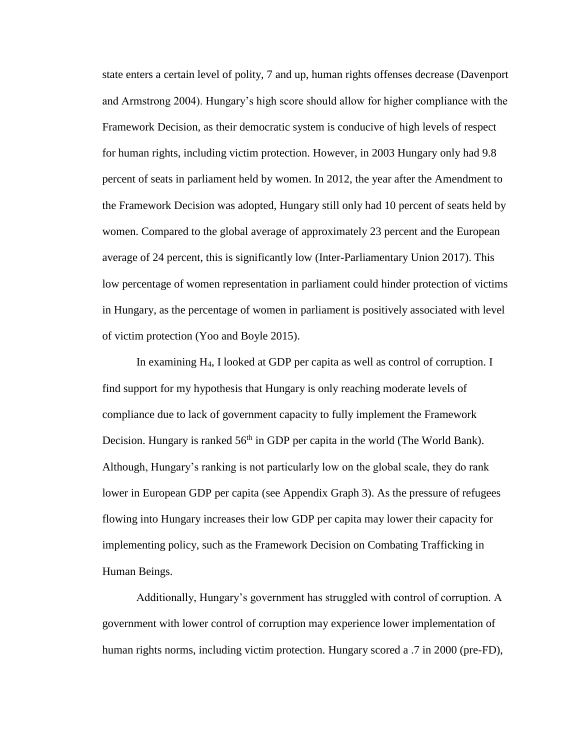state enters a certain level of polity, 7 and up, human rights offenses decrease (Davenport and Armstrong 2004). Hungary's high score should allow for higher compliance with the Framework Decision, as their democratic system is conducive of high levels of respect for human rights, including victim protection. However, in 2003 Hungary only had 9.8 percent of seats in parliament held by women. In 2012, the year after the Amendment to the Framework Decision was adopted, Hungary still only had 10 percent of seats held by women. Compared to the global average of approximately 23 percent and the European average of 24 percent, this is significantly low (Inter-Parliamentary Union 2017). This low percentage of women representation in parliament could hinder protection of victims in Hungary, as the percentage of women in parliament is positively associated with level of victim protection (Yoo and Boyle 2015).

In examining $H_4$, I looked at GDP per capita as well as control of corruption. I find support for my hypothesis that Hungary is only reaching moderate levels of compliance due to lack of government capacity to fully implement the Framework Decision. Hungary is ranked 56th in GDP per capita in the world (The World Bank). Although, Hungary's ranking is not particularly low on the global scale, they do rank lower in European GDP per capita (see Appendix Graph 3). As the pressure of refugees flowing into Hungary increases their low GDP per capita may lower their capacity for implementing policy, such as the Framework Decision on Combating Trafficking in Human Beings.

Additionally, Hungary's government has struggled with control of corruption. A government with lower control of corruption may experience lower implementation of human rights norms, including victim protection. Hungary scored a .7 in 2000 (pre-FD),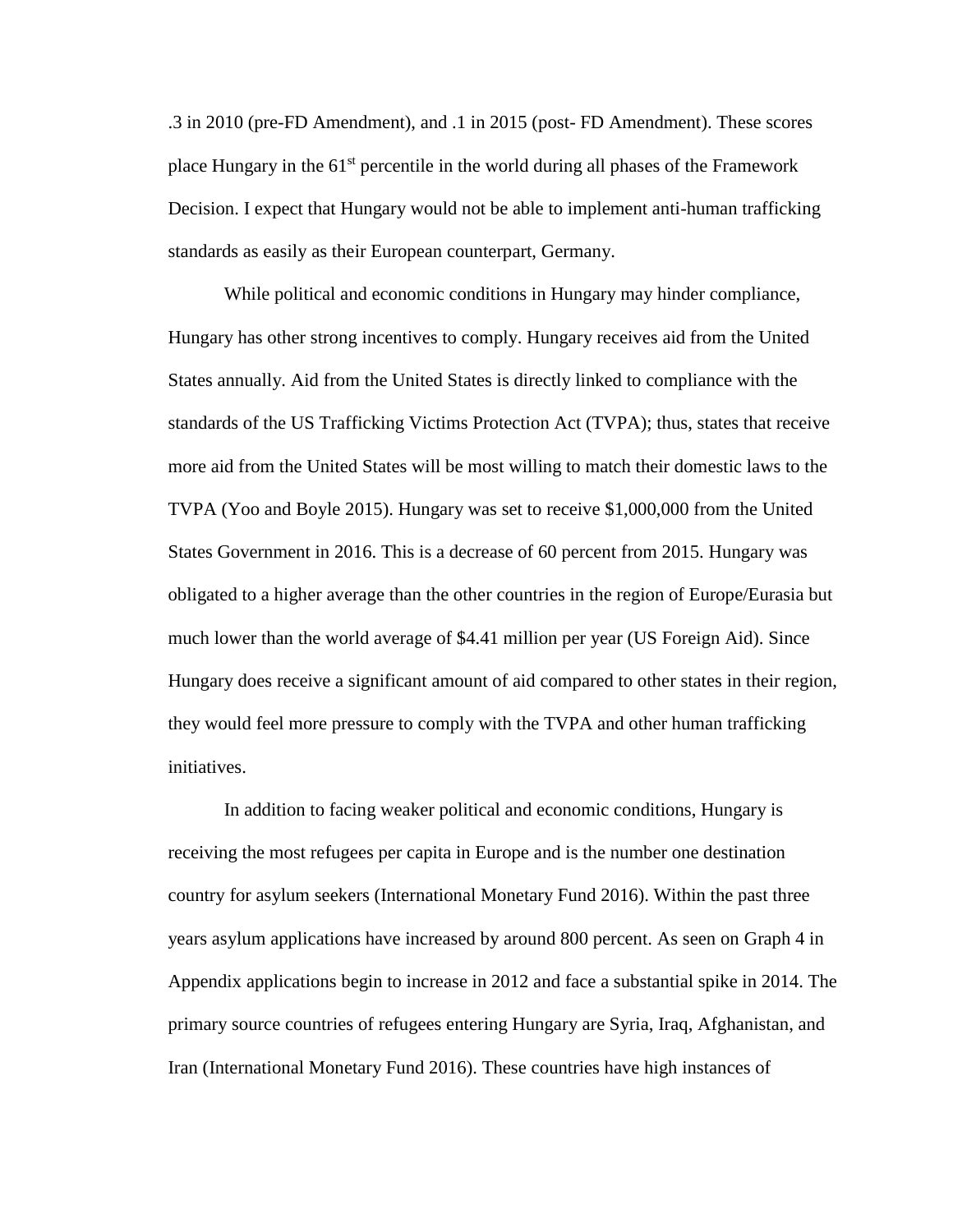.3 in 2010 (pre-FD Amendment), and .1 in 2015 (post- FD Amendment). These scores place Hungary in the 61st percentile in the world during all phases of the Framework Decision. I expect that Hungary would not be able to implement anti-human trafficking standards as easily as their European counterpart, Germany.

While political and economic conditions in Hungary may hinder compliance, Hungary has other strong incentives to comply. Hungary receives aid from the United States annually. Aid from the United States is directly linked to compliance with the standards of the US Trafficking Victims Protection Act (TVPA); thus, states that receive more aid from the United States will be most willing to match their domestic laws to the TVPA (Yoo and Boyle 2015). Hungary was set to receive $1,000,000 from the United States Government in 2016. This is a decrease of 60 percent from 2015. Hungary was obligated to a higher average than the other countries in the region of Europe/Eurasia but much lower than the world average of $4.41 million per year (US Foreign Aid). Since Hungary does receive a significant amount of aid compared to other states in their region, they would feel more pressure to comply with the TVPA and other human trafficking initiatives.

In addition to facing weaker political and economic conditions, Hungary is receiving the most refugees per capita in Europe and is the number one destination country for asylum seekers (International Monetary Fund 2016). Within the past three years asylum applications have increased by around 800 percent. As seen on Graph 4 in Appendix applications begin to increase in 2012 and face a substantial spike in 2014. The primary source countries of refugees entering Hungary are Syria, Iraq, Afghanistan, and Iran (International Monetary Fund 2016). These countries have high instances of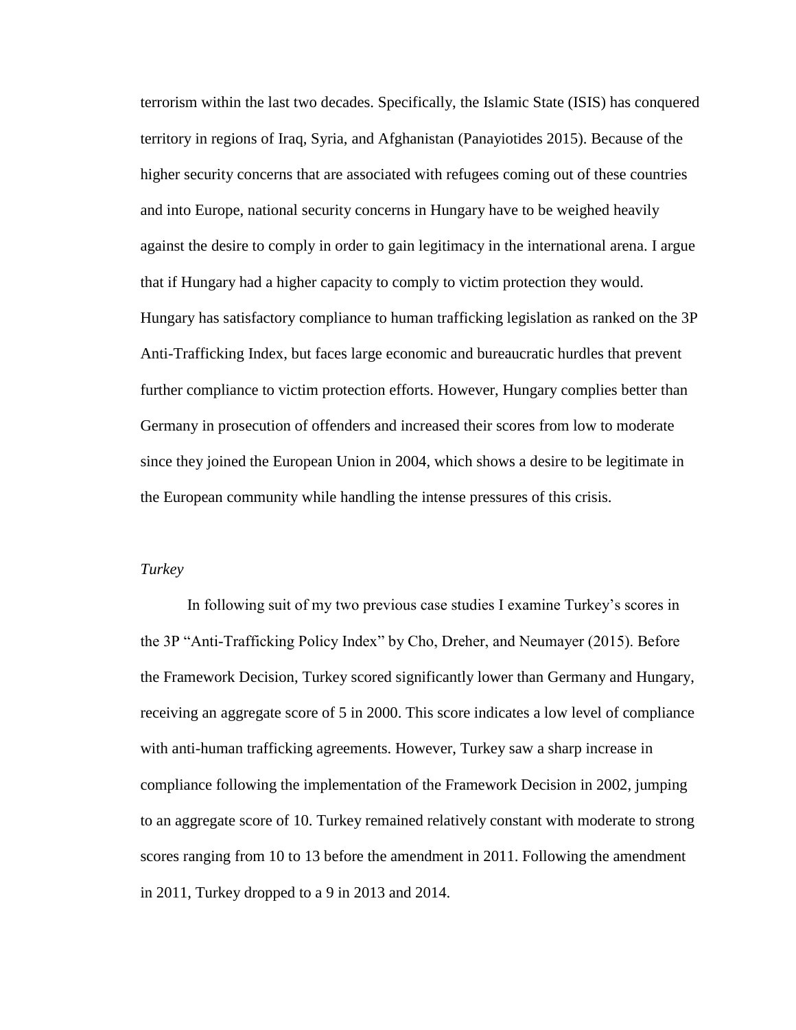terrorism within the last two decades. Specifically, the Islamic State (ISIS) has conquered territory in regions of Iraq, Syria, and Afghanistan (Panayiotides 2015). Because of the higher security concerns that are associated with refugees coming out of these countries and into Europe, national security concerns in Hungary have to be weighed heavily against the desire to comply in order to gain legitimacy in the international arena. I argue that if Hungary had a higher capacity to comply to victim protection they would. Hungary has satisfactory compliance to human trafficking legislation as ranked on the 3P Anti-Trafficking Index, but faces large economic and bureaucratic hurdles that prevent further compliance to victim protection efforts. However, Hungary complies better than Germany in prosecution of offenders and increased their scores from low to moderate since they joined the European Union in 2004, which shows a desire to be legitimate in the European community while handling the intense pressures of this crisis.

*Turkey*

In following suit of my two previous case studies I examine Turkey's scores in the 3P "Anti-Trafficking Policy Index" by Cho, Dreher, and Neumayer (2015). Before the Framework Decision, Turkey scored significantly lower than Germany and Hungary, receiving an aggregate score of 5 in 2000. This score indicates a low level of compliance with anti-human trafficking agreements. However, Turkey saw a sharp increase in compliance following the implementation of the Framework Decision in 2002, jumping to an aggregate score of 10. Turkey remained relatively constant with moderate to strong scores ranging from 10 to 13 before the amendment in 2011. Following the amendment in 2011, Turkey dropped to a 9 in 2013 and 2014.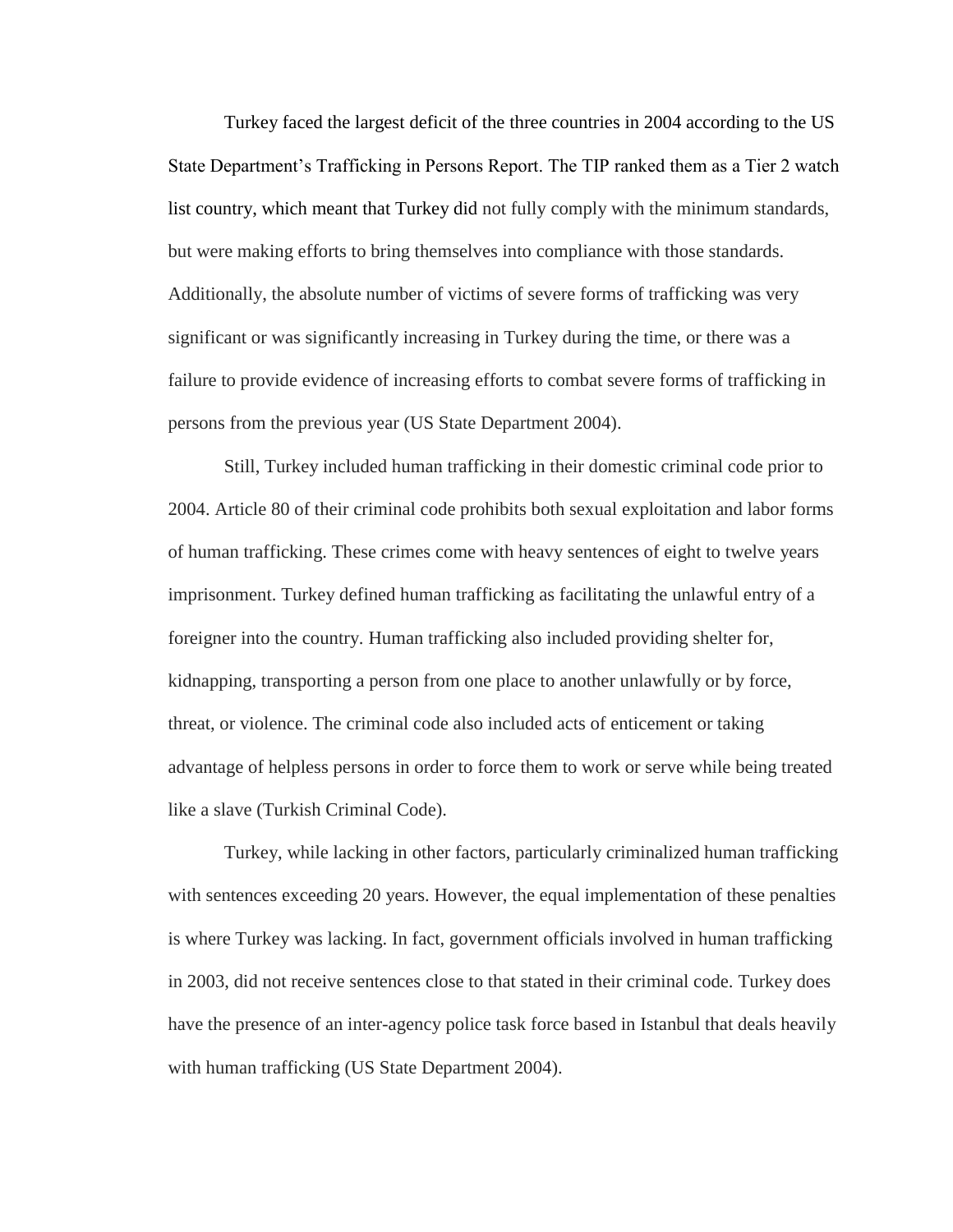Turkey faced the largest deficit of the three countries in 2004 according to the US State Department's Trafficking in Persons Report. The TIP ranked them as a Tier 2 watch list country, which meant that Turkey did not fully comply with the minimum standards, but were making efforts to bring themselves into compliance with those standards. Additionally, the absolute number of victims of severe forms of trafficking was very significant or was significantly increasing in Turkey during the time, or there was a failure to provide evidence of increasing efforts to combat severe forms of trafficking in persons from the previous year (US State Department 2004).

Still, Turkey included human trafficking in their domestic criminal code prior to 2004. Article 80 of their criminal code prohibits both sexual exploitation and labor forms of human trafficking. These crimes come with heavy sentences of eight to twelve years imprisonment. Turkey defined human trafficking as facilitating the unlawful entry of a foreigner into the country. Human trafficking also included providing shelter for, kidnapping, transporting a person from one place to another unlawfully or by force, threat, or violence. The criminal code also included acts of enticement or taking advantage of helpless persons in order to force them to work or serve while being treated like a slave (Turkish Criminal Code).

Turkey, while lacking in other factors, particularly criminalized human trafficking with sentences exceeding 20 years. However, the equal implementation of these penalties is where Turkey was lacking. In fact, government officials involved in human trafficking in 2003, did not receive sentences close to that stated in their criminal code. Turkey does have the presence of an inter-agency police task force based in Istanbul that deals heavily with human trafficking (US State Department 2004).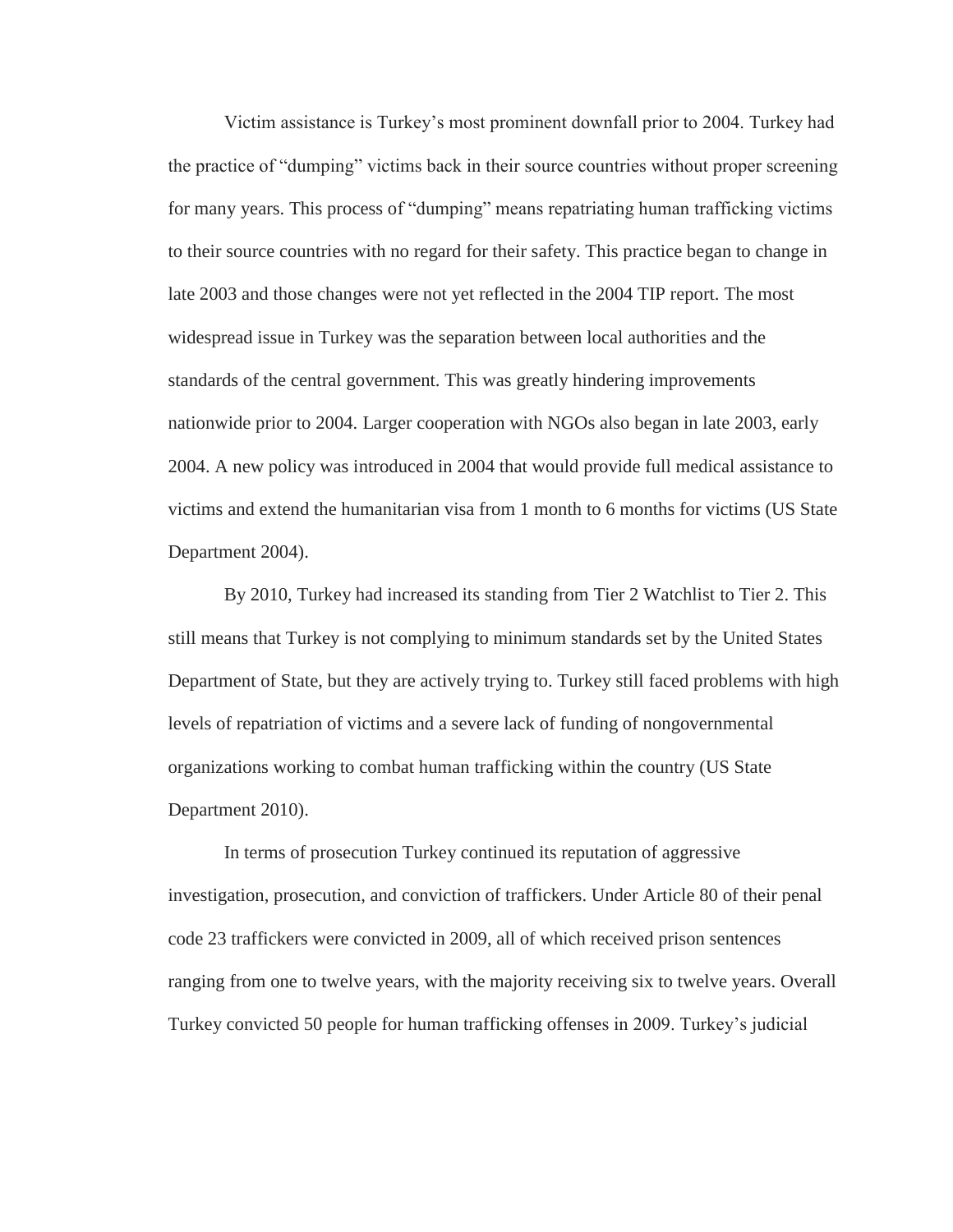Victim assistance is Turkey's most prominent downfall prior to 2004. Turkey had the practice of "dumping" victims back in their source countries without proper screening for many years. This process of "dumping" means repatriating human trafficking victims to their source countries with no regard for their safety. This practice began to change in late 2003 and those changes were not yet reflected in the 2004 TIP report. The most widespread issue in Turkey was the separation between local authorities and the standards of the central government. This was greatly hindering improvements nationwide prior to 2004. Larger cooperation with NGOs also began in late 2003, early 2004. A new policy was introduced in 2004 that would provide full medical assistance to victims and extend the humanitarian visa from 1 month to 6 months for victims (US State Department 2004).

By 2010, Turkey had increased its standing from Tier 2 Watchlist to Tier 2. This still means that Turkey is not complying to minimum standards set by the United States Department of State, but they are actively trying to. Turkey still faced problems with high levels of repatriation of victims and a severe lack of funding of nongovernmental organizations working to combat human trafficking within the country (US State Department 2010).

In terms of prosecution Turkey continued its reputation of aggressive investigation, prosecution, and conviction of traffickers. Under Article 80 of their penal code 23 traffickers were convicted in 2009, all of which received prison sentences ranging from one to twelve years, with the majority receiving six to twelve years. Overall Turkey convicted 50 people for human trafficking offenses in 2009. Turkey's judicial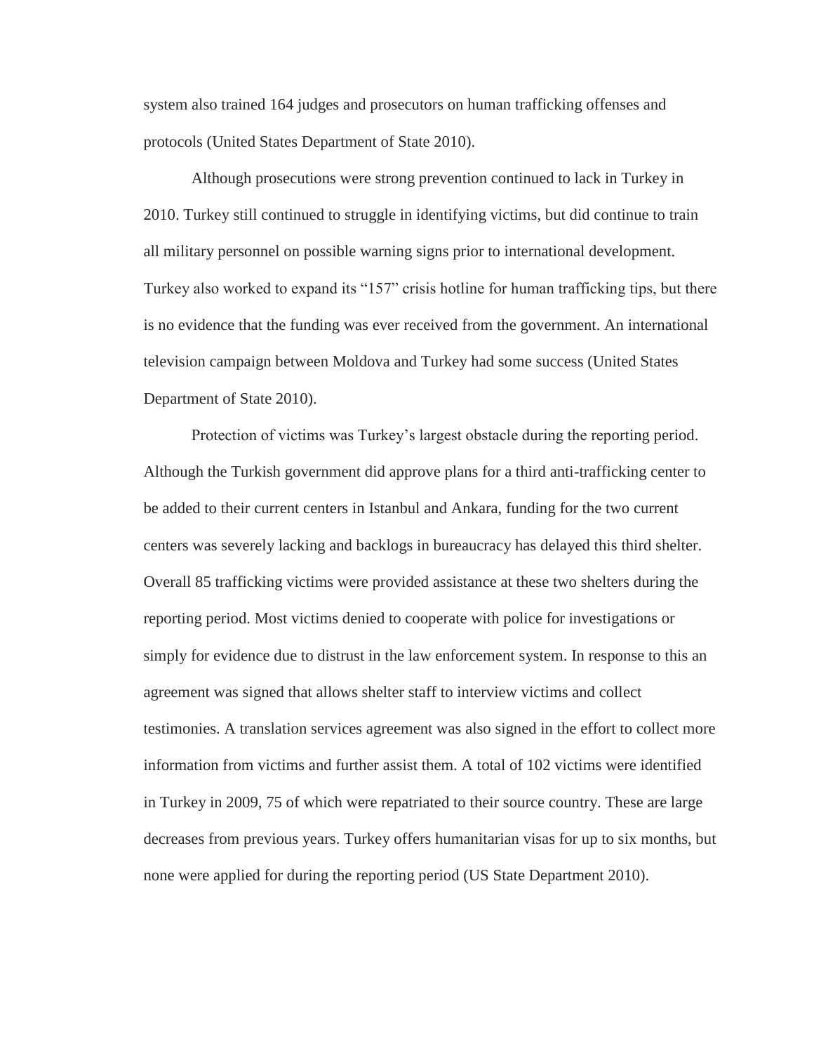system also trained 164 judges and prosecutors on human trafficking offenses and protocols (United States Department of State 2010).

Although prosecutions were strong prevention continued to lack in Turkey in 2010. Turkey still continued to struggle in identifying victims, but did continue to train all military personnel on possible warning signs prior to international development. Turkey also worked to expand its "157" crisis hotline for human trafficking tips, but there is no evidence that the funding was ever received from the government. An international television campaign between Moldova and Turkey had some success (United States Department of State 2010).

Protection of victims was Turkey's largest obstacle during the reporting period. Although the Turkish government did approve plans for a third anti-trafficking center to be added to their current centers in Istanbul and Ankara, funding for the two current centers was severely lacking and backlogs in bureaucracy has delayed this third shelter. Overall 85 trafficking victims were provided assistance at these two shelters during the reporting period. Most victims denied to cooperate with police for investigations or simply for evidence due to distrust in the law enforcement system. In response to this an agreement was signed that allows shelter staff to interview victims and collect testimonies. A translation services agreement was also signed in the effort to collect more information from victims and further assist them. A total of 102 victims were identified in Turkey in 2009, 75 of which were repatriated to their source country. These are large decreases from previous years. Turkey offers humanitarian visas for up to six months, but none were applied for during the reporting period (US State Department 2010).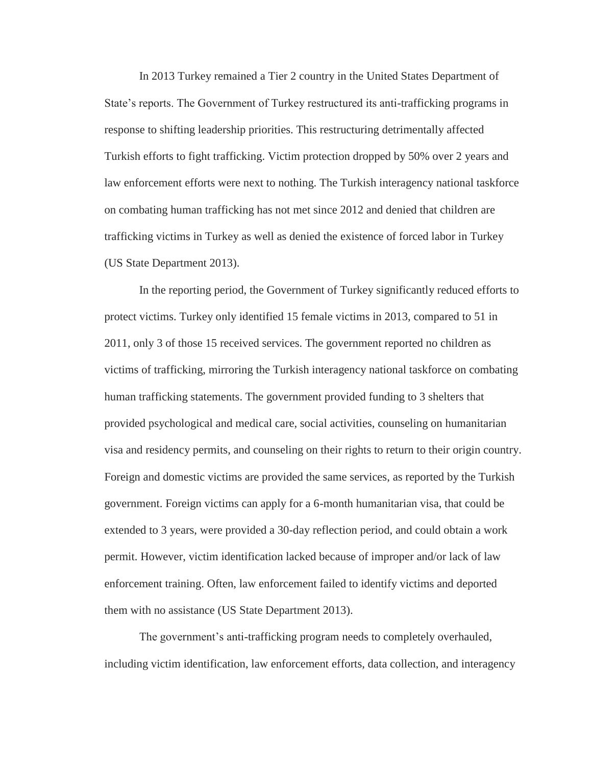In 2013 Turkey remained a Tier 2 country in the United States Department of State's reports. The Government of Turkey restructured its anti-trafficking programs in response to shifting leadership priorities. This restructuring detrimentally affected Turkish efforts to fight trafficking. Victim protection dropped by 50% over 2 years and law enforcement efforts were next to nothing. The Turkish interagency national taskforce on combating human trafficking has not met since 2012 and denied that children are trafficking victims in Turkey as well as denied the existence of forced labor in Turkey (US State Department 2013).

In the reporting period, the Government of Turkey significantly reduced efforts to protect victims. Turkey only identified 15 female victims in 2013, compared to 51 in 2011, only 3 of those 15 received services. The government reported no children as victims of trafficking, mirroring the Turkish interagency national taskforce on combating human trafficking statements. The government provided funding to 3 shelters that provided psychological and medical care, social activities, counseling on humanitarian visa and residency permits, and counseling on their rights to return to their origin country. Foreign and domestic victims are provided the same services, as reported by the Turkish government. Foreign victims can apply for a 6-month humanitarian visa, that could be extended to 3 years, were provided a 30-day reflection period, and could obtain a work permit. However, victim identification lacked because of improper and/or lack of law enforcement training. Often, law enforcement failed to identify victims and deported them with no assistance (US State Department 2013).

The government's anti-trafficking program needs to completely overhauled, including victim identification, law enforcement efforts, data collection, and interagency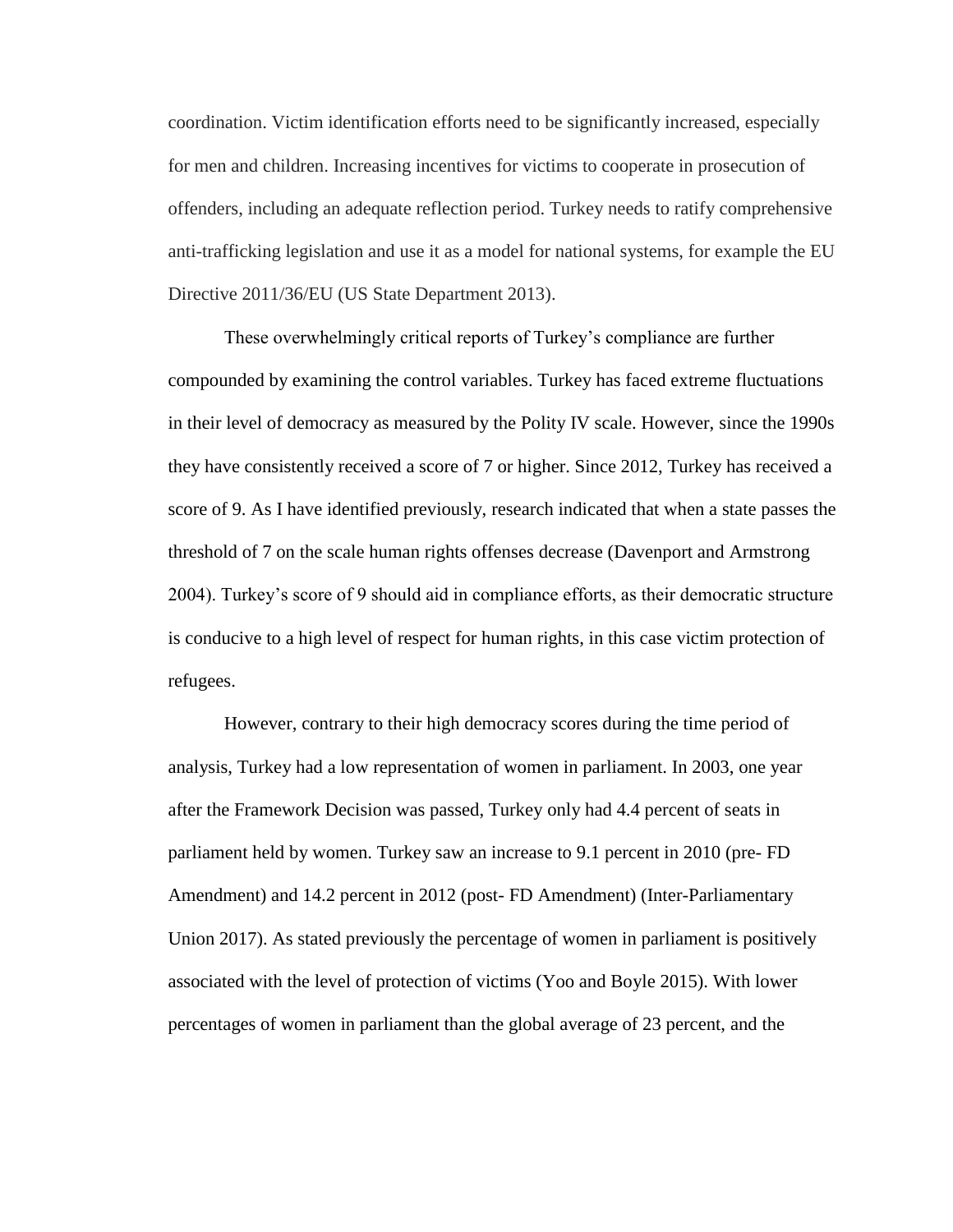coordination. Victim identification efforts need to be significantly increased, especially for men and children. Increasing incentives for victims to cooperate in prosecution of offenders, including an adequate reflection period. Turkey needs to ratify comprehensive anti-trafficking legislation and use it as a model for national systems, for example the EU Directive 2011/36/EU (US State Department 2013).

These overwhelmingly critical reports of Turkey's compliance are further compounded by examining the control variables. Turkey has faced extreme fluctuations in their level of democracy as measured by the Polity IV scale. However, since the 1990s they have consistently received a score of 7 or higher. Since 2012, Turkey has received a score of 9. As I have identified previously, research indicated that when a state passes the threshold of 7 on the scale human rights offenses decrease (Davenport and Armstrong 2004). Turkey's score of 9 should aid in compliance efforts, as their democratic structure is conducive to a high level of respect for human rights, in this case victim protection of refugees.

However, contrary to their high democracy scores during the time period of analysis, Turkey had a low representation of women in parliament. In 2003, one year after the Framework Decision was passed, Turkey only had 4.4 percent of seats in parliament held by women. Turkey saw an increase to 9.1 percent in 2010 (pre- FD Amendment) and 14.2 percent in 2012 (post- FD Amendment) (Inter-Parliamentary Union 2017). As stated previously the percentage of women in parliament is positively associated with the level of protection of victims (Yoo and Boyle 2015). With lower percentages of women in parliament than the global average of 23 percent, and the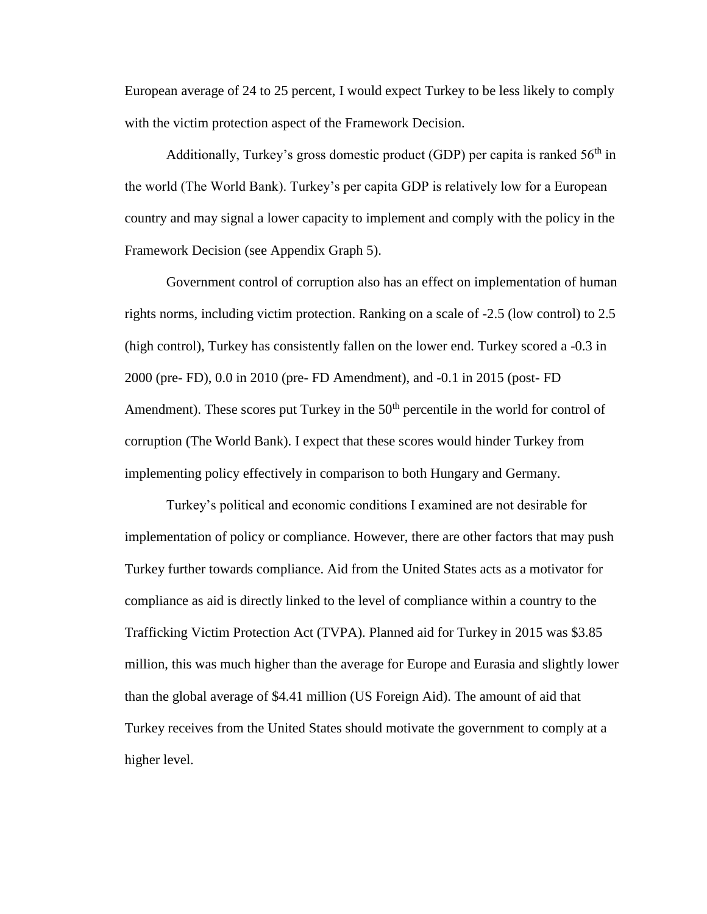European average of 24 to 25 percent, I would expect Turkey to be less likely to comply with the victim protection aspect of the Framework Decision.

Additionally, Turkey's gross domestic product (GDP) per capita is ranked 56th in the world (The World Bank). Turkey's per capita GDP is relatively low for a European country and may signal a lower capacity to implement and comply with the policy in the Framework Decision (see Appendix Graph 5).

Government control of corruption also has an effect on implementation of human rights norms, including victim protection. Ranking on a scale of -2.5 (low control) to 2.5 (high control), Turkey has consistently fallen on the lower end. Turkey scored a -0.3 in 2000 (pre- FD), 0.0 in 2010 (pre- FD Amendment), and -0.1 in 2015 (post- FD Amendment). These scores put Turkey in the 50th percentile in the world for control of corruption (The World Bank). I expect that these scores would hinder Turkey from implementing policy effectively in comparison to both Hungary and Germany.

Turkey's political and economic conditions I examined are not desirable for implementation of policy or compliance. However, there are other factors that may push Turkey further towards compliance. Aid from the United States acts as a motivator for compliance as aid is directly linked to the level of compliance within a country to the Trafficking Victim Protection Act (TVPA). Planned aid for Turkey in 2015 was $3.85 million, this was much higher than the average for Europe and Eurasia and slightly lower than the global average of $4.41 million (US Foreign Aid). The amount of aid that Turkey receives from the United States should motivate the government to comply at a higher level.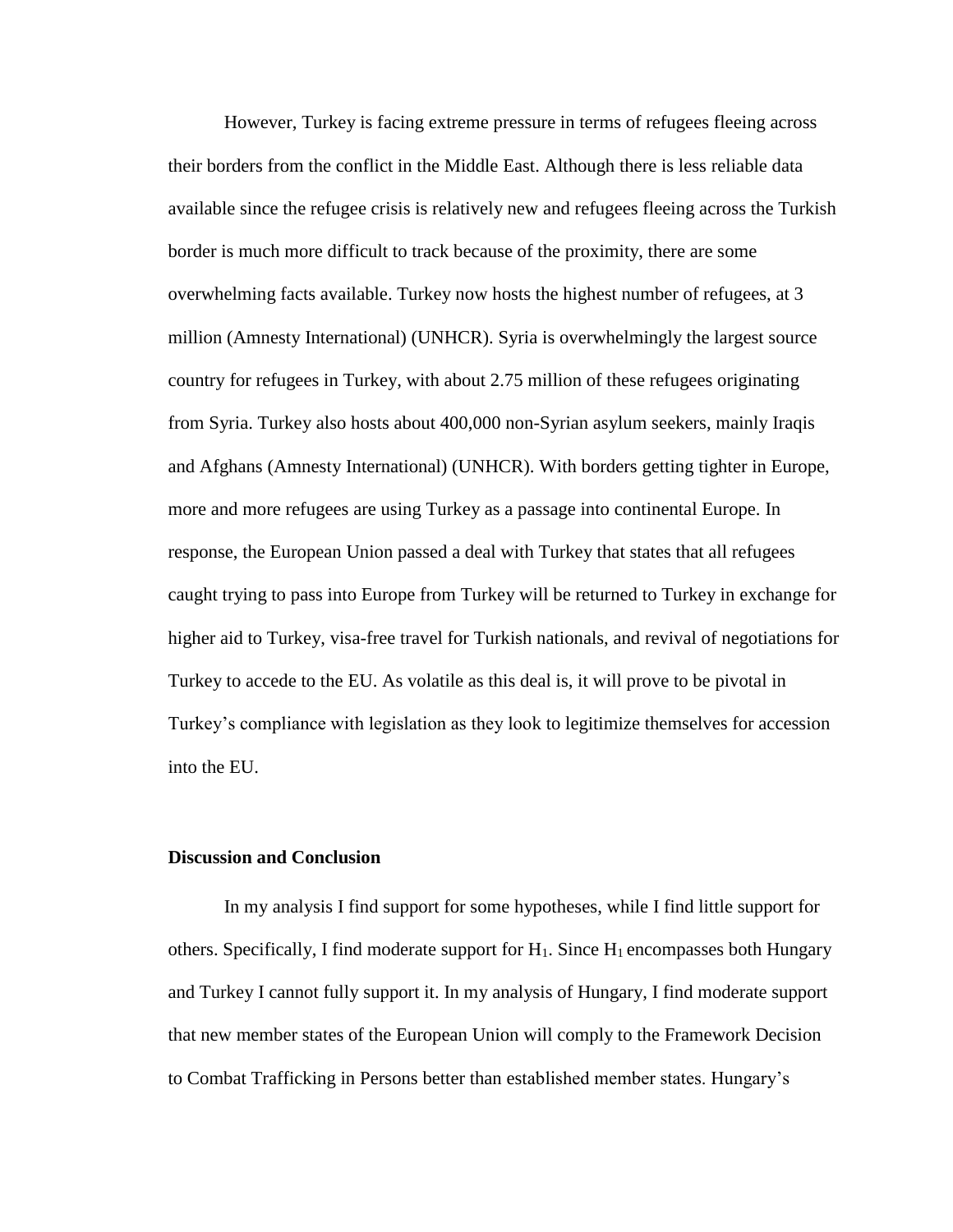However, Turkey is facing extreme pressure in terms of refugees fleeing across their borders from the conflict in the Middle East. Although there is less reliable data available since the refugee crisis is relatively new and refugees fleeing across the Turkish border is much more difficult to track because of the proximity, there are some overwhelming facts available. Turkey now hosts the highest number of refugees, at 3 million (Amnesty International) (UNHCR). Syria is overwhelmingly the largest source country for refugees in Turkey, with about 2.75 million of these refugees originating from Syria. Turkey also hosts about 400,000 non-Syrian asylum seekers, mainly Iraqis and Afghans (Amnesty International) (UNHCR). With borders getting tighter in Europe, more and more refugees are using Turkey as a passage into continental Europe. In response, the European Union passed a deal with Turkey that states that all refugees caught trying to pass into Europe from Turkey will be returned to Turkey in exchange for higher aid to Turkey, visa-free travel for Turkish nationals, and revival of negotiations for Turkey to accede to the EU. As volatile as this deal is, it will prove to be pivotal in Turkey's compliance with legislation as they look to legitimize themselves for accession into the EU.

## Discussion and Conclusion

In my analysis I find support for some hypotheses, while I find little support for others. Specifically, I find moderate support for $H_1$. Since $H_1$ encompasses both Hungary and Turkey I cannot fully support it. In my analysis of Hungary, I find moderate support that new member states of the European Union will comply to the Framework Decision to Combat Trafficking in Persons better than established member states. Hungary's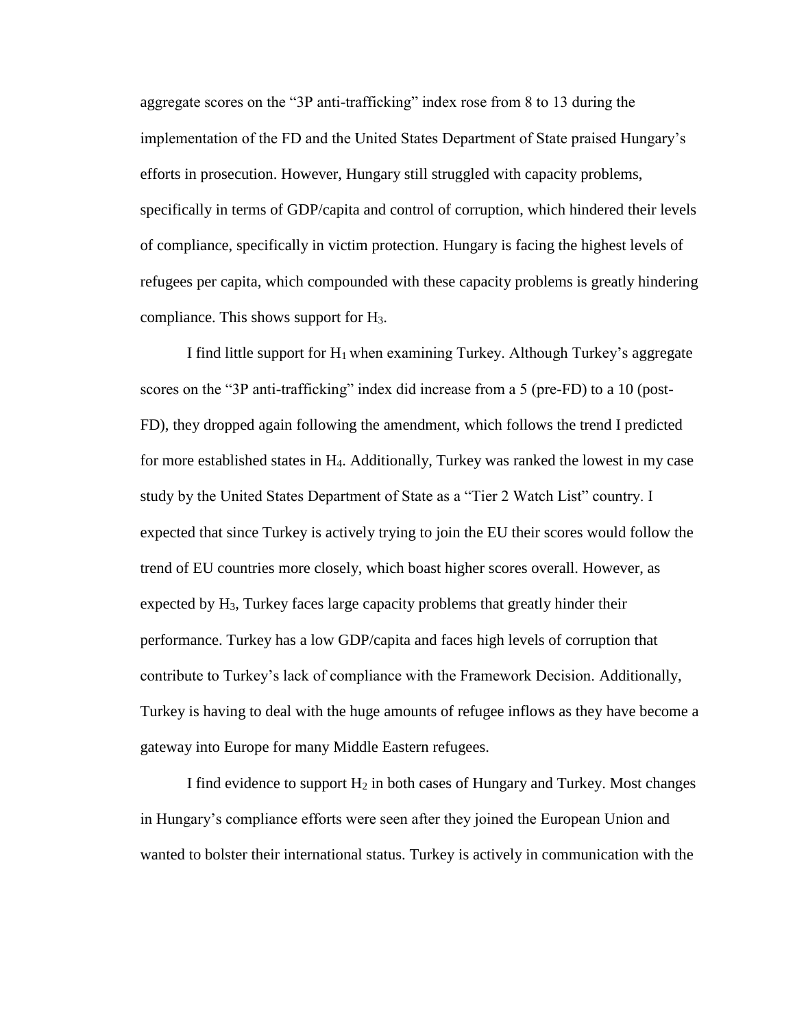aggregate scores on the "3P anti-trafficking" index rose from 8 to 13 during the implementation of the FD and the United States Department of State praised Hungary's efforts in prosecution. However, Hungary still struggled with capacity problems, specifically in terms of GDP/capita and control of corruption, which hindered their levels of compliance, specifically in victim protection. Hungary is facing the highest levels of refugees per capita, which compounded with these capacity problems is greatly hindering compliance. This shows support for $H_3$.

I find little support for $H_1$ when examining Turkey. Although Turkey's aggregate scores on the "3P anti-trafficking" index did increase from a 5 (pre-FD) to a 10 (post-FD), they dropped again following the amendment, which follows the trend I predicted for more established states in $H_4$. Additionally, Turkey was ranked the lowest in my case study by the United States Department of State as a "Tier 2 Watch List" country. I expected that since Turkey is actively trying to join the EU their scores would follow the trend of EU countries more closely, which boast higher scores overall. However, as expected by $H_3$, Turkey faces large capacity problems that greatly hinder their performance. Turkey has a low GDP/capita and faces high levels of corruption that contribute to Turkey's lack of compliance with the Framework Decision. Additionally, Turkey is having to deal with the huge amounts of refugee inflows as they have become a gateway into Europe for many Middle Eastern refugees.

I find evidence to support $H_2$ in both cases of Hungary and Turkey. Most changes in Hungary's compliance efforts were seen after they joined the European Union and wanted to bolster their international status. Turkey is actively in communication with the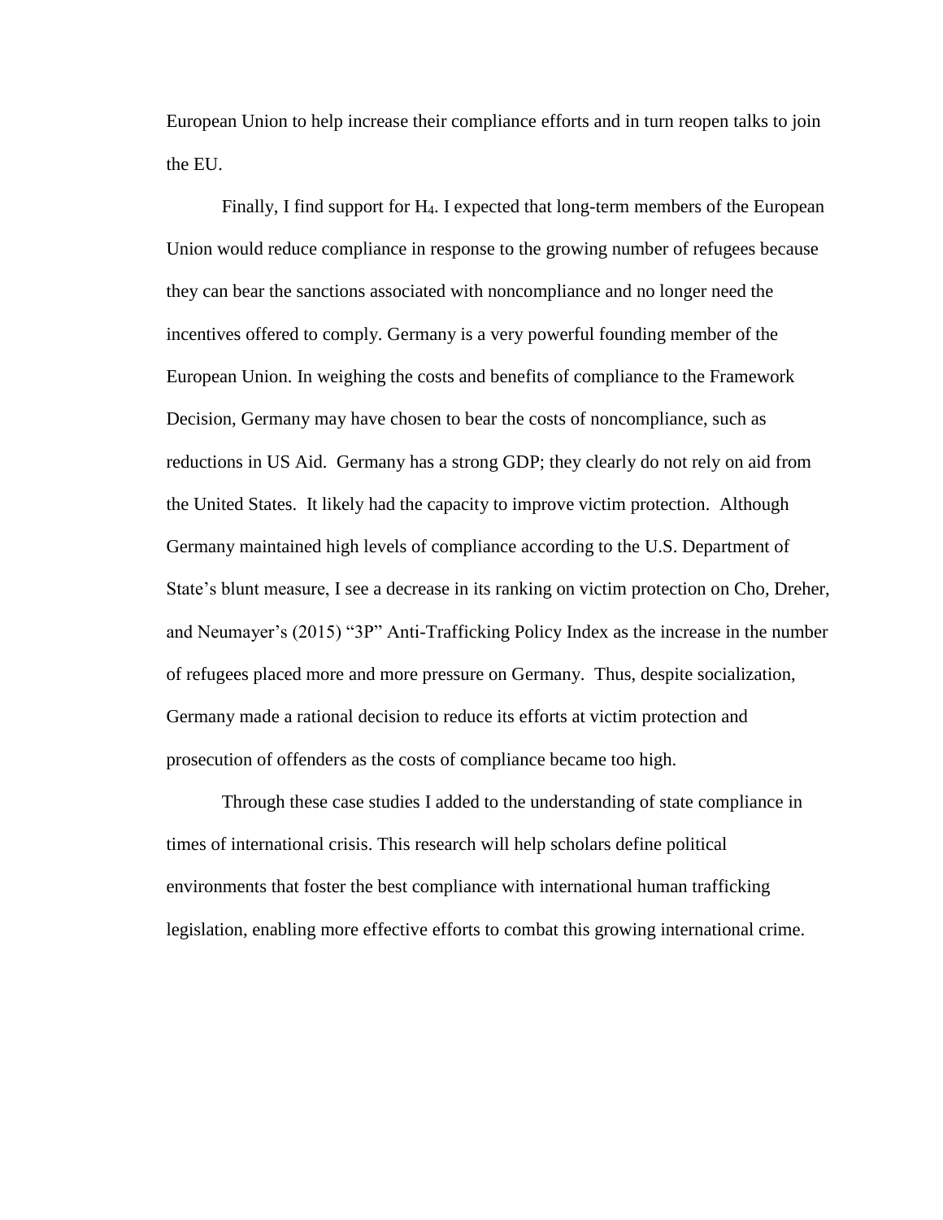European Union to help increase their compliance efforts and in turn reopen talks to join the EU.

Finally, I find support for $H_4$. I expected that long-term members of the European Union would reduce compliance in response to the growing number of refugees because they can bear the sanctions associated with noncompliance and no longer need the incentives offered to comply. Germany is a very powerful founding member of the European Union. In weighing the costs and benefits of compliance to the Framework Decision, Germany may have chosen to bear the costs of noncompliance, such as reductions in US Aid. Germany has a strong GDP; they clearly do not rely on aid from the United States. It likely had the capacity to improve victim protection. Although Germany maintained high levels of compliance according to the U.S. Department of State's blunt measure, I see a decrease in its ranking on victim protection on Cho, Dreher, and Neumayer's (2015) "3P" Anti-Trafficking Policy Index as the increase in the number of refugees placed more and more pressure on Germany. Thus, despite socialization, Germany made a rational decision to reduce its efforts at victim protection and prosecution of offenders as the costs of compliance became too high.

Through these case studies I added to the understanding of state compliance in times of international crisis. This research will help scholars define political environments that foster the best compliance with international human trafficking legislation, enabling more effective efforts to combat this growing international crime.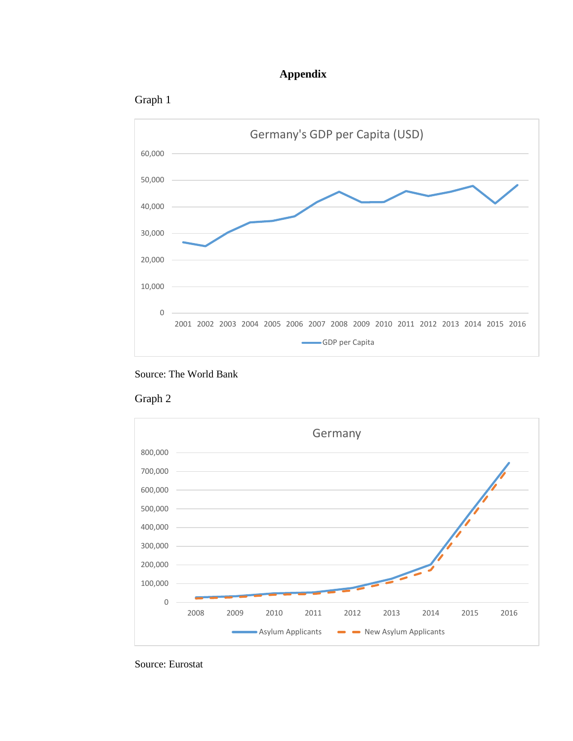# Appendix

Graph 1

Source: The World Bank

Graph 2

Source: Eurostat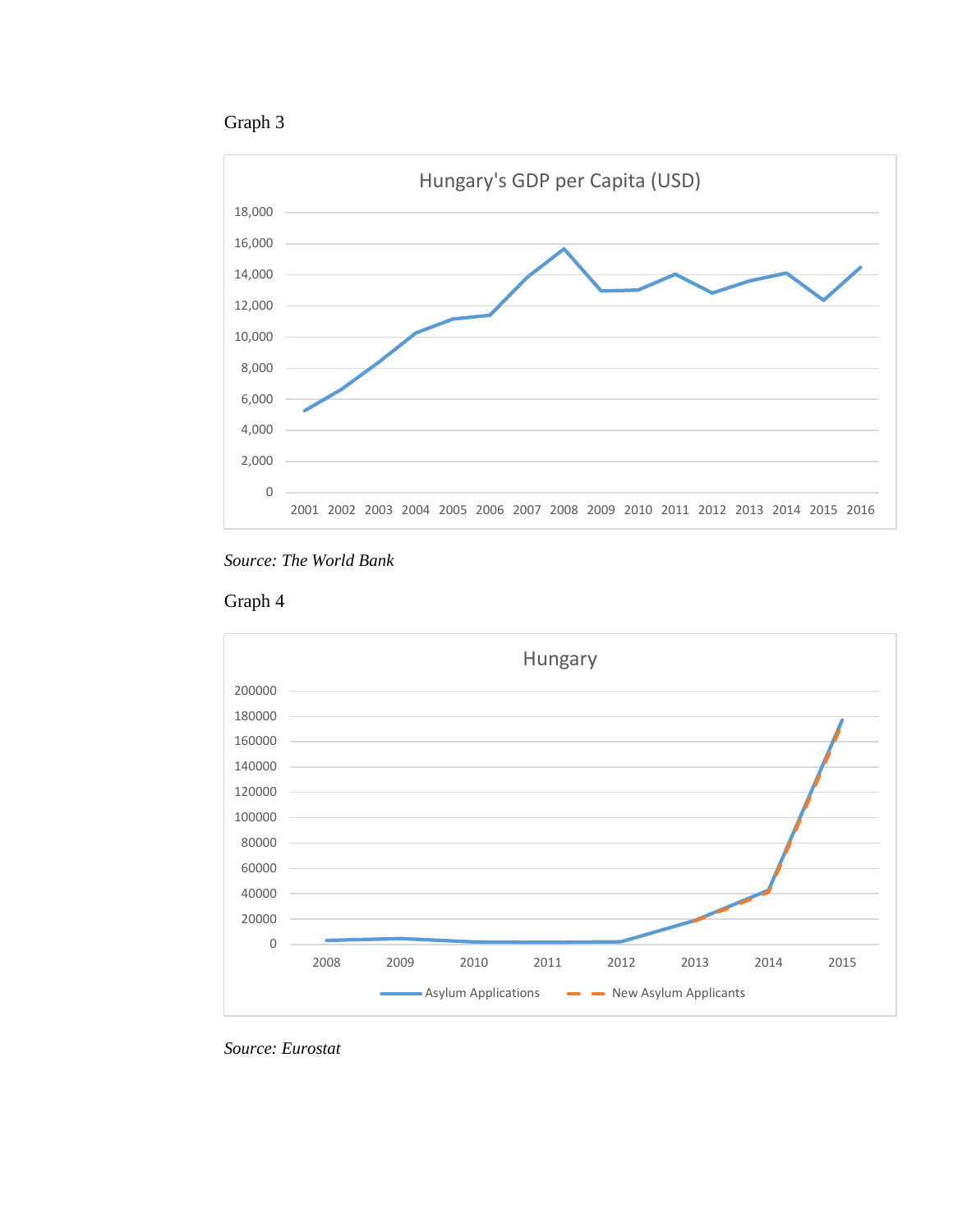Graph 3

Hungary's GDP per Capita (USD)

*Source: The World Bank*

Graph 4

Hungary

*Source: Eurostat*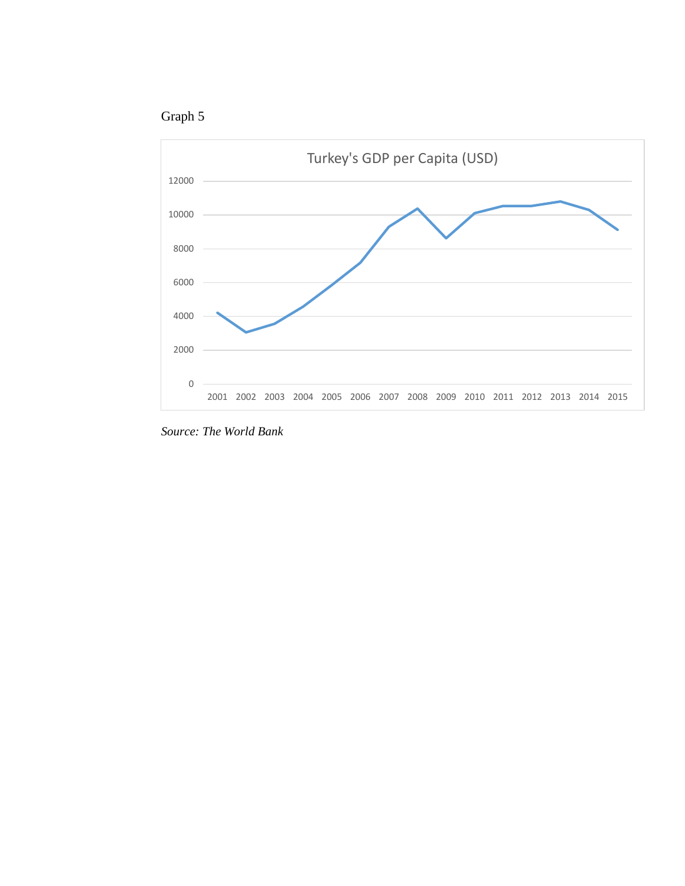Graph 5

Turkey's GDP per Capita (USD)

*Source: The World Bank*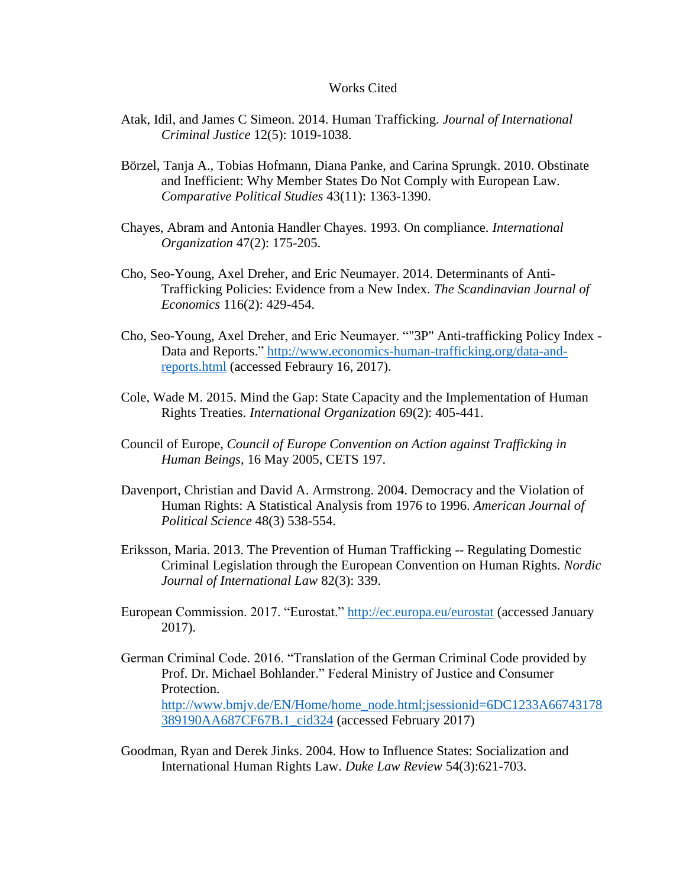# Works Cited

Atak, Idil, and James C Simeon. 2014. Human Trafficking. *Journal of International Criminal Justice* 12(5): 1019-1038.

Börzel, Tanja A., Tobias Hofmann, Diana Panke, and Carina Sprungk. 2010. Obstinate and Inefficient: Why Member States Do Not Comply with European Law. *Comparative Political Studies* 43(11): 1363-1390.

Chayes, Abram and Antonia Handler Chayes. 1993. On compliance. *International Organization* 47(2): 175-205.

Cho, Seo-Young, Axel Dreher, and Eric Neumayer. 2014. Determinants of Anti-Trafficking Policies: Evidence from a New Index. *The Scandinavian Journal of Economics* 116(2): 429-454.

Cho, Seo-Young, Axel Dreher, and Eric Neumayer. “"3P" Anti-trafficking Policy Index - Data and Reports.” [http://www.economics-human-trafficking.org/data-and-reports.html](http://www.economics-human-trafficking.org/data-and-reports.html) (accessed Febraury 16, 2017).

Cole, Wade M. 2015. Mind the Gap: State Capacity and the Implementation of Human Rights Treaties. *International Organization* 69(2): 405-441.

Council of Europe, *Council of Europe Convention on Action against Trafficking in Human Beings*, 16 May 2005, CETS 197.

Davenport, Christian and David A. Armstrong. 2004. Democracy and the Violation of Human Rights: A Statistical Analysis from 1976 to 1996. *American Journal of Political Science* 48(3) 538-554.

Eriksson, Maria. 2013. The Prevention of Human Trafficking -- Regulating Domestic Criminal Legislation through the European Convention on Human Rights. *Nordic Journal of International Law* 82(3): 339.

European Commission. 2017. “Eurostat.” [http://ec.europa.eu/eurostat](http://ec.europa.eu/eurostat) (accessed January 2017).

German Criminal Code. 2016. “Translation of the German Criminal Code provided by Prof. Dr. Michael Bohlander.” Federal Ministry of Justice and Consumer Protection. [http://www.bmjv.de/EN/Home/home_node.html;jsessionid=6DC1233A66743178389190AA687CF67B.1_cid324](http://www.bmjv.de/EN/Home/home_node.html;jsessionid=6DC1233A66743178389190AA687CF67B.1_cid324) (accessed February 2017)

Goodman, Ryan and Derek Jinks. 2004. How to Influence States: Socialization and International Human Rights Law. *Duke Law Review* 54(3):621-703.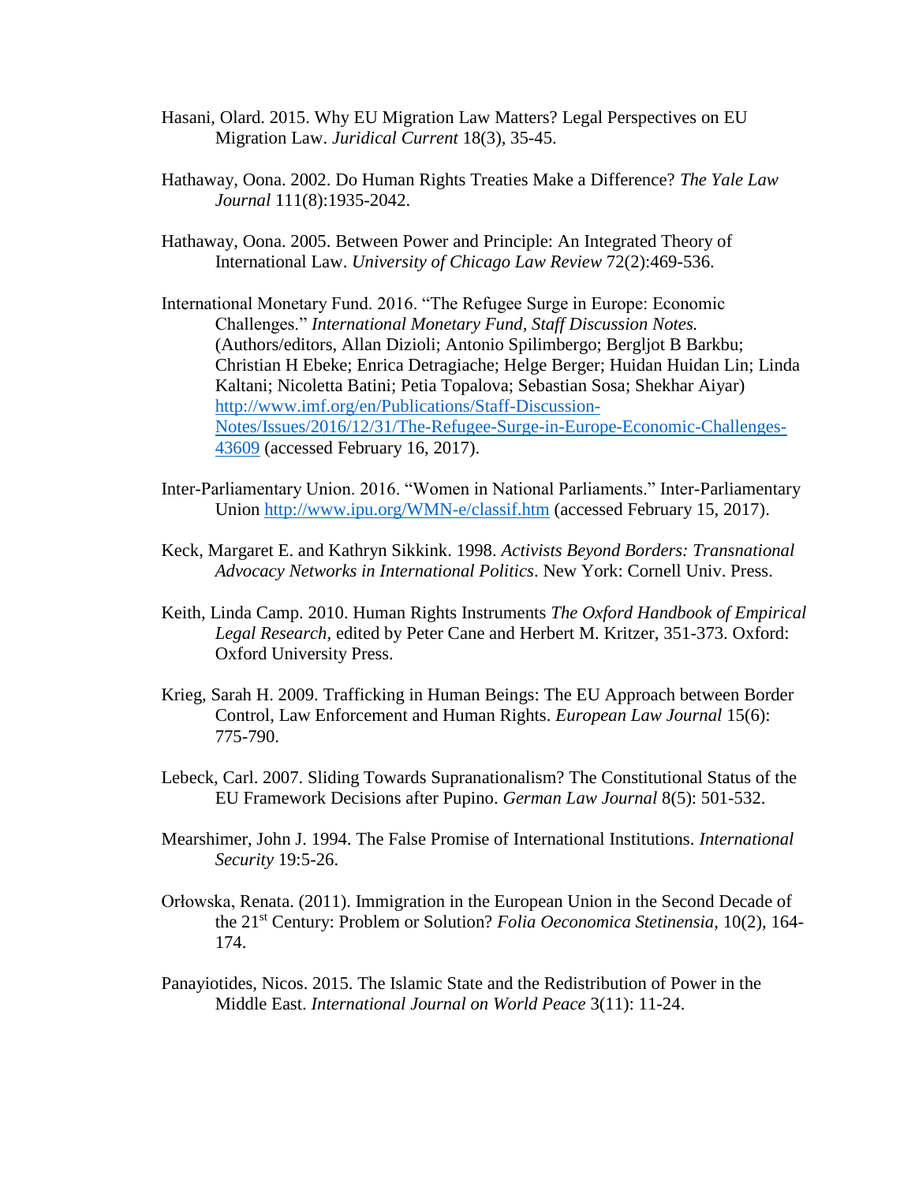Hasani, Olard. 2015. Why EU Migration Law Matters? Legal Perspectives on EU Migration Law. *Juridical Current* 18(3), 35-45.

Hathaway, Oona. 2002. Do Human Rights Treaties Make a Difference? *The Yale Law Journal* 111(8):1935-2042.

Hathaway, Oona. 2005. Between Power and Principle: An Integrated Theory of International Law. *University of Chicago Law Review* 72(2):469-536.

International Monetary Fund. 2016. "The Refugee Surge in Europe: Economic Challenges." *International Monetary Fund, Staff Discussion Notes.* (Authors/editors, Allan Dizioli; Antonio Spilimbergo; Bergljot B Barkbu; Christian H Ebeke; Enrica Detragiache; Helge Berger; Huidan Huidan Lin; Linda Kaltani; Nicoletta Batini; Petia Topalova; Sebastian Sosa; Shekhar Aiyar) http://www.imf.org/en/Publications/Staff-Discussion-Notes/Issues/2016/12/31/The-Refugee-Surge-in-Europe-Economic-Challenges-43609 (accessed February 16, 2017).

Inter-Parliamentary Union. 2016. "Women in National Parliaments." Inter-Parliamentary Union http://www.ipu.org/WMN-e/classif.htm (accessed February 15, 2017).

Keck, Margaret E. and Kathryn Sikkink. 1998. *Activists Beyond Borders: Transnational Advocacy Networks in International Politics*. New York: Cornell Univ. Press.

Keith, Linda Camp. 2010. Human Rights Instruments *The Oxford Handbook of Empirical Legal Research*, edited by Peter Cane and Herbert M. Kritzer, 351-373. Oxford: Oxford University Press.

Krieg, Sarah H. 2009. Trafficking in Human Beings: The EU Approach between Border Control, Law Enforcement and Human Rights. *European Law Journal* 15(6): 775-790.

Lebeck, Carl. 2007. Sliding Towards Supranationalism? The Constitutional Status of the EU Framework Decisions after Pupino. *German Law Journal* 8(5): 501-532.

Mearshimer, John J. 1994. The False Promise of International Institutions. *International Security* 19:5-26.

Orłowska, Renata. (2011). Immigration in the European Union in the Second Decade of the 21st Century: Problem or Solution? *Folia Oeconomica Stetinensia*, 10(2), 164-174.

Panayiotides, Nicos. 2015. The Islamic State and the Redistribution of Power in the Middle East. *International Journal on World Peace* 3(11): 11-24.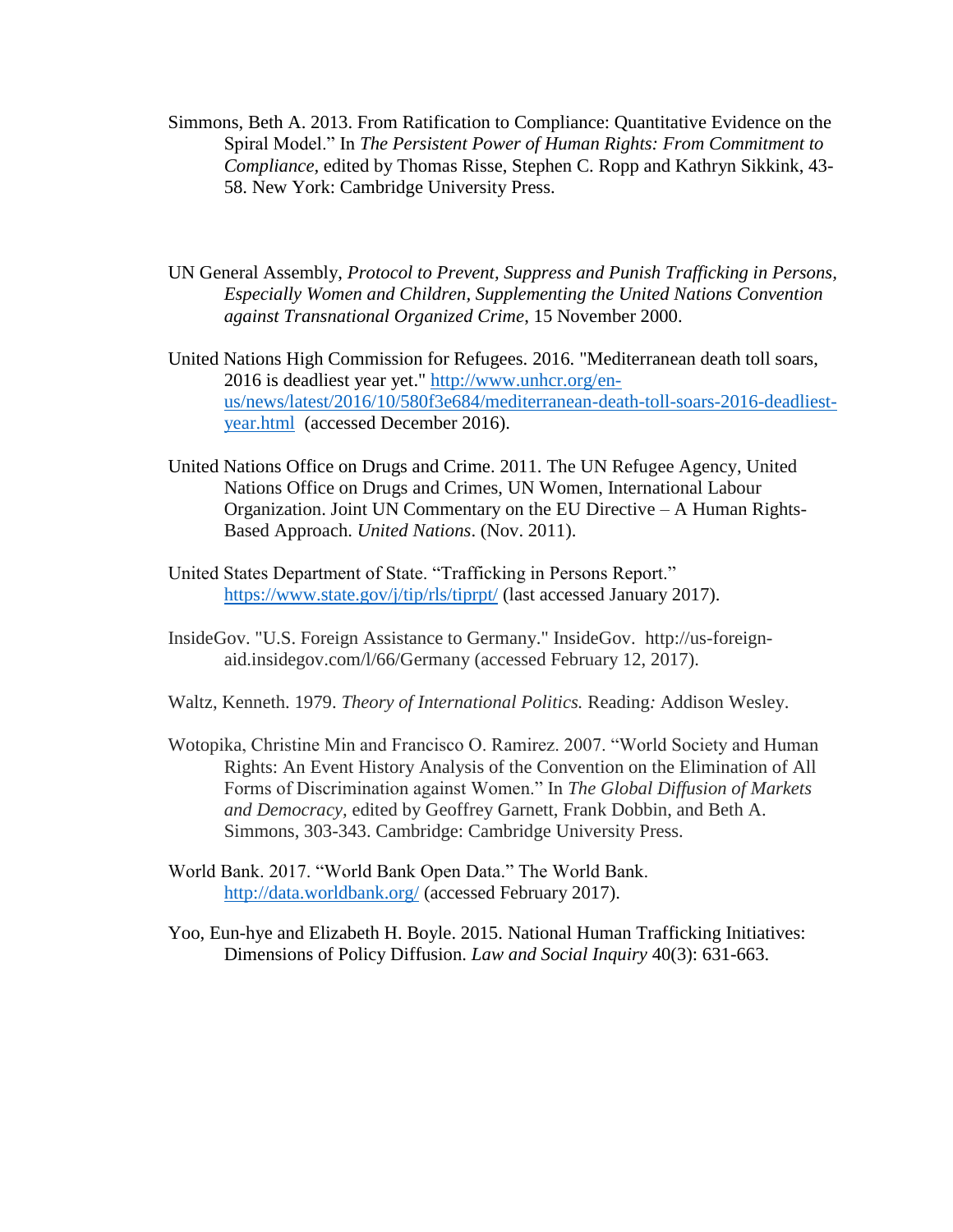Simmons, Beth A. 2013. From Ratification to Compliance: Quantitative Evidence on the Spiral Model." In *The Persistent Power of Human Rights: From Commitment to Compliance*, edited by Thomas Risse, Stephen C. Ropp and Kathryn Sikkink, 43-58. New York: Cambridge University Press.

UN General Assembly, *Protocol to Prevent, Suppress and Punish Trafficking in Persons, Especially Women and Children, Supplementing the United Nations Convention against Transnational Organized Crime*, 15 November 2000.

United Nations High Commission for Refugees. 2016. "Mediterranean death toll soars, 2016 is deadliest year yet." http://www.unhcr.org/en-us/news/latest/2016/10/580f3e684/mediterranean-death-toll-soars-2016-deadliest-year.html (accessed December 2016).

United Nations Office on Drugs and Crime. 2011. The UN Refugee Agency, United Nations Office on Drugs and Crimes, UN Women, International Labour Organization. Joint UN Commentary on the EU Directive – A Human Rights-Based Approach. *United Nations*. (Nov. 2011).

United States Department of State. "Trafficking in Persons Report." https://www.state.gov/j/tip/rls/tiprpt/ (last accessed January 2017).

InsideGov. "U.S. Foreign Assistance to Germany." InsideGov. http://us-foreign-aid.insidegov.com/l/66/Germany (accessed February 12, 2017).

Waltz, Kenneth. 1979. *Theory of International Politics.* Reading*:* Addison Wesley.

Wotopika, Christine Min and Francisco O. Ramirez. 2007. "World Society and Human Rights: An Event History Analysis of the Convention on the Elimination of All Forms of Discrimination against Women." In *The Global Diffusion of Markets and Democracy*, edited by Geoffrey Garnett, Frank Dobbin, and Beth A. Simmons, 303-343. Cambridge: Cambridge University Press.

World Bank. 2017. "World Bank Open Data." The World Bank. http://data.worldbank.org/ (accessed February 2017).

Yoo, Eun-hye and Elizabeth H. Boyle. 2015. National Human Trafficking Initiatives: Dimensions of Policy Diffusion. *Law and Social Inquiry* 40(3): 631-663.